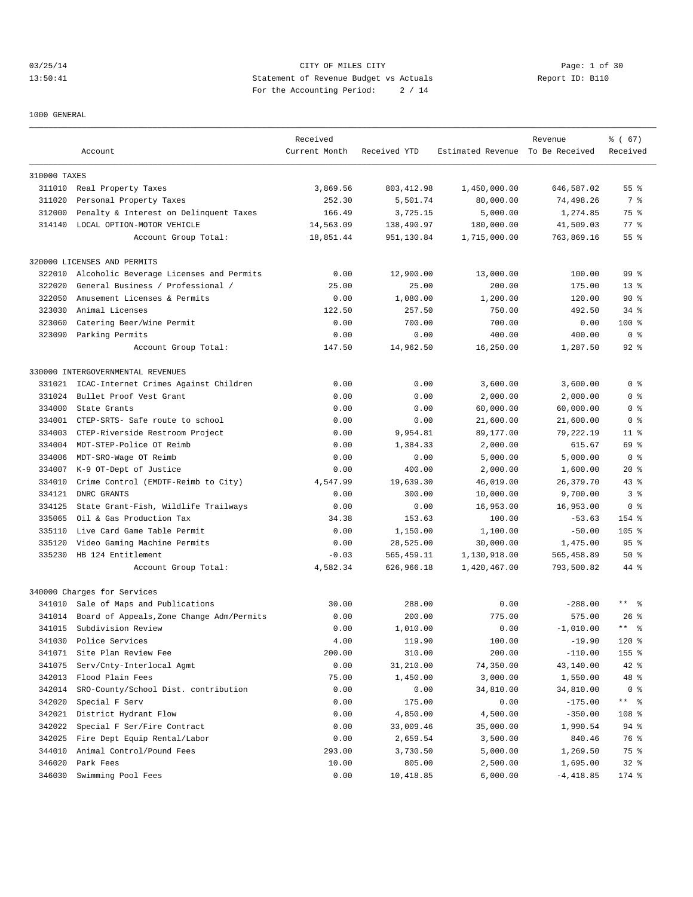CITY OF MILES CITY

Statement of Revenue Budget vs Actuals

For the Accounting Period: 2 / 14

03/25/14 13:50:41 — Report ID: B110

1000 GENERAL

| Account | | Received Current Month | Received YTD | Estimated Revenue | Revenue To Be Received | % ( 67) Received |
|---|---|---|---|---|---|---|
| **310000 TAXES** | | | | | | |
| 311010 | Real Property Taxes | 3,869.56 | 803,412.98 | 1,450,000.00 | 646,587.02 | 55 % |
| 311020 | Personal Property Taxes | 252.30 | 5,501.74 | 80,000.00 | 74,498.26 | 7 % |
| 312000 | Penalty & Interest on Delinquent Taxes | 166.49 | 3,725.15 | 5,000.00 | 1,274.85 | 75 % |
| 314140 | LOCAL OPTION-MOTOR VEHICLE | 14,563.09 | 138,490.97 | 180,000.00 | 41,509.03 | 77 % |
| | Account Group Total: | 18,851.44 | 951,130.84 | 1,715,000.00 | 763,869.16 | 55 % |
| **320000 LICENSES AND PERMITS** | | | | | | |
| 322010 | Alcoholic Beverage Licenses and Permits | 0.00 | 12,900.00 | 13,000.00 | 100.00 | 99 % |
| 322020 | General Business / Professional / | 25.00 | 25.00 | 200.00 | 175.00 | 13 % |
| 322050 | Amusement Licenses & Permits | 0.00 | 1,080.00 | 1,200.00 | 120.00 | 90 % |
| 323030 | Animal Licenses | 122.50 | 257.50 | 750.00 | 492.50 | 34 % |
| 323060 | Catering Beer/Wine Permit | 0.00 | 700.00 | 700.00 | 0.00 | 100 % |
| 323090 | Parking Permits | 0.00 | 0.00 | 400.00 | 400.00 | 0 % |
| | Account Group Total: | 147.50 | 14,962.50 | 16,250.00 | 1,287.50 | 92 % |
| **330000 INTERGOVERNMENTAL REVENUES** | | | | | | |
| 331021 | ICAC-Internet Crimes Against Children | 0.00 | 0.00 | 3,600.00 | 3,600.00 | 0 % |
| 331024 | Bullet Proof Vest Grant | 0.00 | 0.00 | 2,000.00 | 2,000.00 | 0 % |
| 334000 | State Grants | 0.00 | 0.00 | 60,000.00 | 60,000.00 | 0 % |
| 334001 | CTEP-SRTS- Safe route to school | 0.00 | 0.00 | 21,600.00 | 21,600.00 | 0 % |
| 334003 | CTEP-Riverside Restroom Project | 0.00 | 9,954.81 | 89,177.00 | 79,222.19 | 11 % |
| 334004 | MDT-STEP-Police OT Reimb | 0.00 | 1,384.33 | 2,000.00 | 615.67 | 69 % |
| 334006 | MDT-SRO-Wage OT Reimb | 0.00 | 0.00 | 5,000.00 | 5,000.00 | 0 % |
| 334007 | K-9 OT-Dept of Justice | 0.00 | 400.00 | 2,000.00 | 1,600.00 | 20 % |
| 334010 | Crime Control (EMDTF-Reimb to City) | 4,547.99 | 19,639.30 | 46,019.00 | 26,379.70 | 43 % |
| 334121 | DNRC GRANTS | 0.00 | 300.00 | 10,000.00 | 9,700.00 | 3 % |
| 334125 | State Grant-Fish, Wildlife Trailways | 0.00 | 0.00 | 16,953.00 | 16,953.00 | 0 % |
| 335065 | Oil & Gas Production Tax | 34.38 | 153.63 | 100.00 | -53.63 | 154 % |
| 335110 | Live Card Game Table Permit | 0.00 | 1,150.00 | 1,100.00 | -50.00 | 105 % |
| 335120 | Video Gaming Machine Permits | 0.00 | 28,525.00 | 30,000.00 | 1,475.00 | 95 % |
| 335230 | HB 124 Entitlement | -0.03 | 565,459.11 | 1,130,918.00 | 565,458.89 | 50 % |
| | Account Group Total: | 4,582.34 | 626,966.18 | 1,420,467.00 | 793,500.82 | 44 % |
| **340000 Charges for Services** | | | | | | |
| 341010 | Sale of Maps and Publications | 30.00 | 288.00 | 0.00 | -288.00 | ** % |
| 341014 | Board of Appeals,Zone Change Adm/Permits | 0.00 | 200.00 | 775.00 | 575.00 | 26 % |
| 341015 | Subdivision Review | 0.00 | 1,010.00 | 0.00 | -1,010.00 | ** % |
| 341030 | Police Services | 4.00 | 119.90 | 100.00 | -19.90 | 120 % |
| 341071 | Site Plan Review Fee | 200.00 | 310.00 | 200.00 | -110.00 | 155 % |
| 341075 | Serv/Cnty-Interlocal Agmt | 0.00 | 31,210.00 | 74,350.00 | 43,140.00 | 42 % |
| 342013 | Flood Plain Fees | 75.00 | 1,450.00 | 3,000.00 | 1,550.00 | 48 % |
| 342014 | SRO-County/School Dist. contribution | 0.00 | 0.00 | 34,810.00 | 34,810.00 | 0 % |
| 342020 | Special F Serv | 0.00 | 175.00 | 0.00 | -175.00 | ** % |
| 342021 | District Hydrant Flow | 0.00 | 4,850.00 | 4,500.00 | -350.00 | 108 % |
| 342022 | Special F Ser/Fire Contract | 0.00 | 33,009.46 | 35,000.00 | 1,990.54 | 94 % |
| 342025 | Fire Dept Equip Rental/Labor | 0.00 | 2,659.54 | 3,500.00 | 840.46 | 76 % |
| 344010 | Animal Control/Pound Fees | 293.00 | 3,730.50 | 5,000.00 | 1,269.50 | 75 % |
| 346020 | Park Fees | 10.00 | 805.00 | 2,500.00 | 1,695.00 | 32 % |
| 346030 | Swimming Pool Fees | 0.00 | 10,418.85 | 6,000.00 | -4,418.85 | 174 % |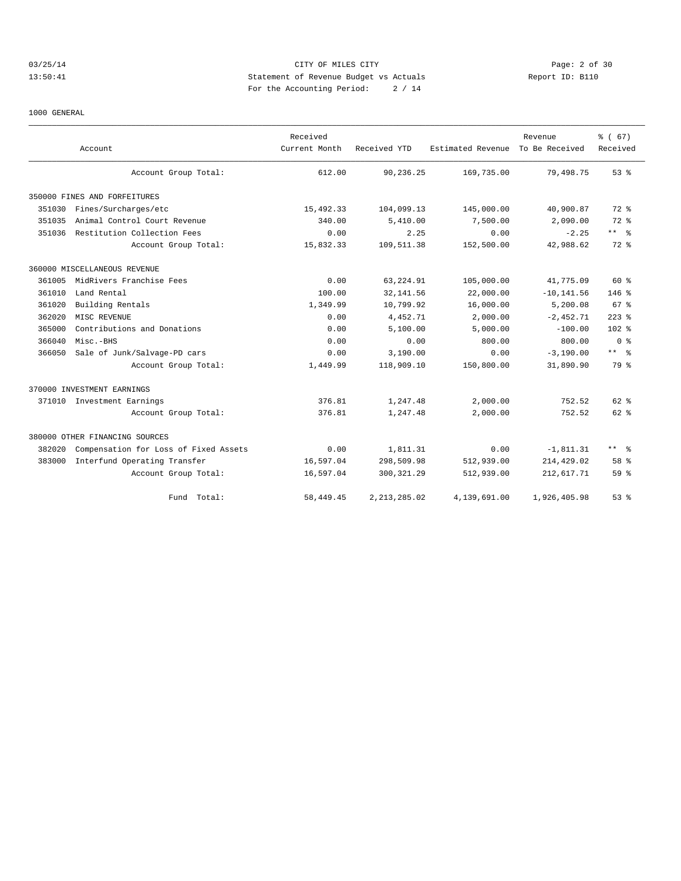CITY OF MILES CITY

Statement of Revenue Budget vs Actuals

For the Accounting Period: 2 / 14

1000 GENERAL

| Account | | Received Current Month | Received YTD | Estimated Revenue | Revenue To Be Received | % ( 67) Received |
|---|---|---|---|---|---|---|
| | Account Group Total: | 612.00 | 90,236.25 | 169,735.00 | 79,498.75 | 53 % |
| 350000 FINES AND FORFEITURES | | | | | | |
| 351030 | Fines/Surcharges/etc | 15,492.33 | 104,099.13 | 145,000.00 | 40,900.87 | 72 % |
| 351035 | Animal Control Court Revenue | 340.00 | 5,410.00 | 7,500.00 | 2,090.00 | 72 % |
| 351036 | Restitution Collection Fees | 0.00 | 2.25 | 0.00 | -2.25 | ** % |
| | Account Group Total: | 15,832.33 | 109,511.38 | 152,500.00 | 42,988.62 | 72 % |
| 360000 MISCELLANEOUS REVENUE | | | | | | |
| 361005 | MidRivers Franchise Fees | 0.00 | 63,224.91 | 105,000.00 | 41,775.09 | 60 % |
| 361010 | Land Rental | 100.00 | 32,141.56 | 22,000.00 | -10,141.56 | 146 % |
| 361020 | Building Rentals | 1,349.99 | 10,799.92 | 16,000.00 | 5,200.08 | 67 % |
| 362020 | MISC REVENUE | 0.00 | 4,452.71 | 2,000.00 | -2,452.71 | 223 % |
| 365000 | Contributions and Donations | 0.00 | 5,100.00 | 5,000.00 | -100.00 | 102 % |
| 366040 | Misc.-BHS | 0.00 | 0.00 | 800.00 | 800.00 | 0 % |
| 366050 | Sale of Junk/Salvage-PD cars | 0.00 | 3,190.00 | 0.00 | -3,190.00 | ** % |
| | Account Group Total: | 1,449.99 | 118,909.10 | 150,800.00 | 31,890.90 | 79 % |
| 370000 INVESTMENT EARNINGS | | | | | | |
| 371010 | Investment Earnings | 376.81 | 1,247.48 | 2,000.00 | 752.52 | 62 % |
| | Account Group Total: | 376.81 | 1,247.48 | 2,000.00 | 752.52 | 62 % |
| 380000 OTHER FINANCING SOURCES | | | | | | |
| 382020 | Compensation for Loss of Fixed Assets | 0.00 | 1,811.31 | 0.00 | -1,811.31 | ** % |
| 383000 | Interfund Operating Transfer | 16,597.04 | 298,509.98 | 512,939.00 | 214,429.02 | 58 % |
| | Account Group Total: | 16,597.04 | 300,321.29 | 512,939.00 | 212,617.71 | 59 % |
| | Fund Total: | 58,449.45 | 2,213,285.02 | 4,139,691.00 | 1,926,405.98 | 53 % |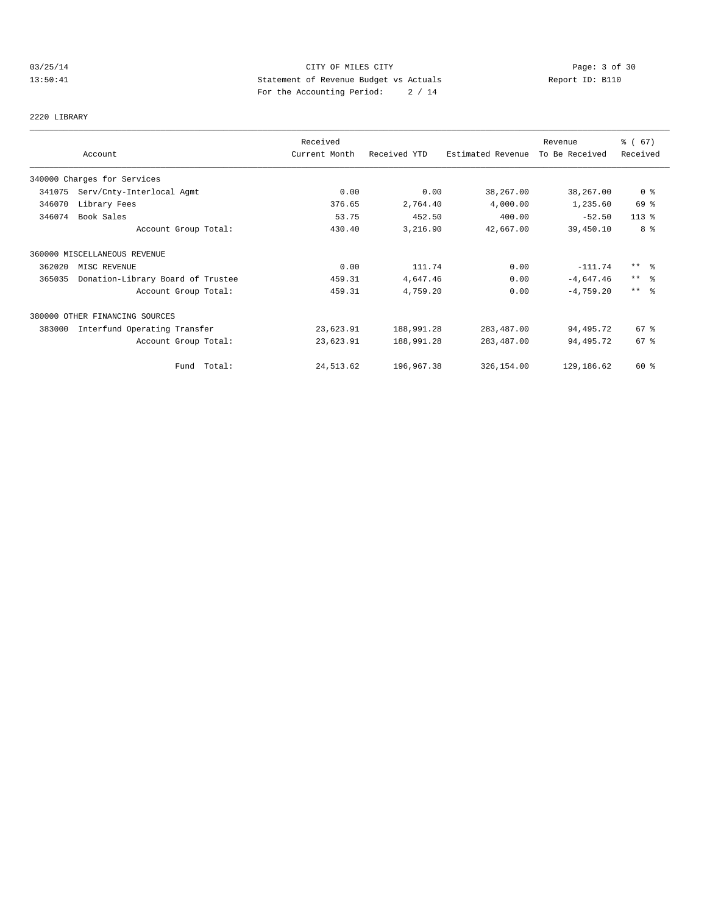CITY OF MILES CITY
Statement of Revenue Budget vs Actuals
For the Accounting Period: 2 / 14

03/25/14
13:50:41

Report ID: B110

## 2220 LIBRARY

| Account | Received Current Month | Received YTD | Estimated Revenue | Revenue To Be Received | % ( 67) Received |
|---|---|---|---|---|---|
| **340000 Charges for Services** | | | | | |
| 341075 Serv/Cnty-Interlocal Agmt | 0.00 | 0.00 | 38,267.00 | 38,267.00 | 0 % |
| 346070 Library Fees | 376.65 | 2,764.40 | 4,000.00 | 1,235.60 | 69 % |
| 346074 Book Sales | 53.75 | 452.50 | 400.00 | -52.50 | 113 % |
| Account Group Total: | 430.40 | 3,216.90 | 42,667.00 | 39,450.10 | 8 % |
| **360000 MISCELLANEOUS REVENUE** | | | | | |
| 362020 MISC REVENUE | 0.00 | 111.74 | 0.00 | -111.74 | ** % |
| 365035 Donation-Library Board of Trustee | 459.31 | 4,647.46 | 0.00 | -4,647.46 | ** % |
| Account Group Total: | 459.31 | 4,759.20 | 0.00 | -4,759.20 | ** % |
| **380000 OTHER FINANCING SOURCES** | | | | | |
| 383000 Interfund Operating Transfer | 23,623.91 | 188,991.28 | 283,487.00 | 94,495.72 | 67 % |
| Account Group Total: | 23,623.91 | 188,991.28 | 283,487.00 | 94,495.72 | 67 % |
| Fund Total: | 24,513.62 | 196,967.38 | 326,154.00 | 129,186.62 | 60 % |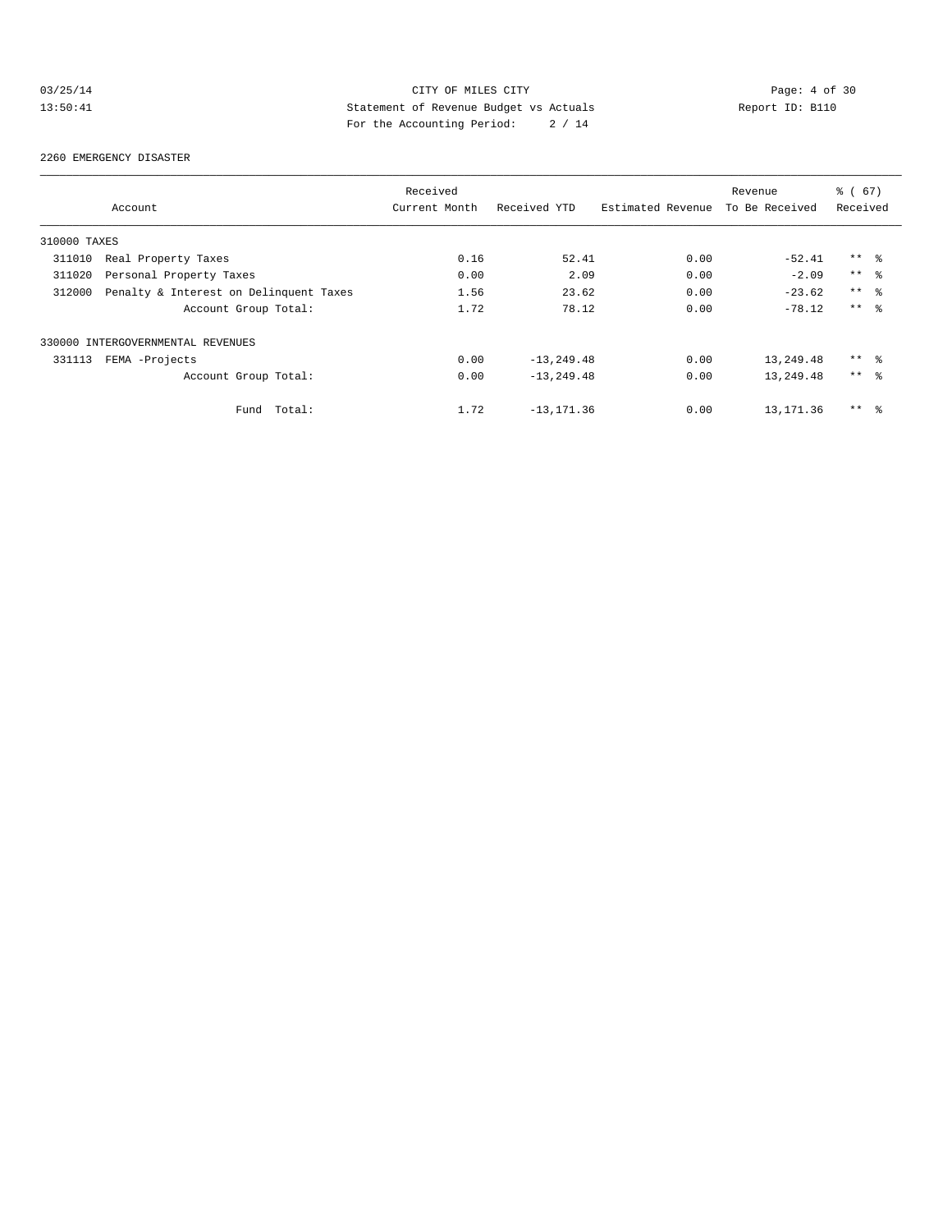CITY OF MILES CITY
Statement of Revenue Budget vs Actuals
For the Accounting Period: 2 / 14

03/25/14
13:50:41

Report ID: B110

2260 EMERGENCY DISASTER

| Account | Received Current Month | Received YTD | Estimated Revenue | Revenue To Be Received | % ( 67) Received |
|---|---|---|---|---|---|
| 310000 TAXES | | | | | |
| 311010 Real Property Taxes | 0.16 | 52.41 | 0.00 | -52.41 | ** % |
| 311020 Personal Property Taxes | 0.00 | 2.09 | 0.00 | -2.09 | ** % |
| 312000 Penalty & Interest on Delinquent Taxes | 1.56 | 23.62 | 0.00 | -23.62 | ** % |
| Account Group Total: | 1.72 | 78.12 | 0.00 | -78.12 | ** % |
| 330000 INTERGOVERNMENTAL REVENUES | | | | | |
| 331113 FEMA -Projects | 0.00 | -13,249.48 | 0.00 | 13,249.48 | ** % |
| Account Group Total: | 0.00 | -13,249.48 | 0.00 | 13,249.48 | ** % |
| Fund Total: | 1.72 | -13,171.36 | 0.00 | 13,171.36 | ** % |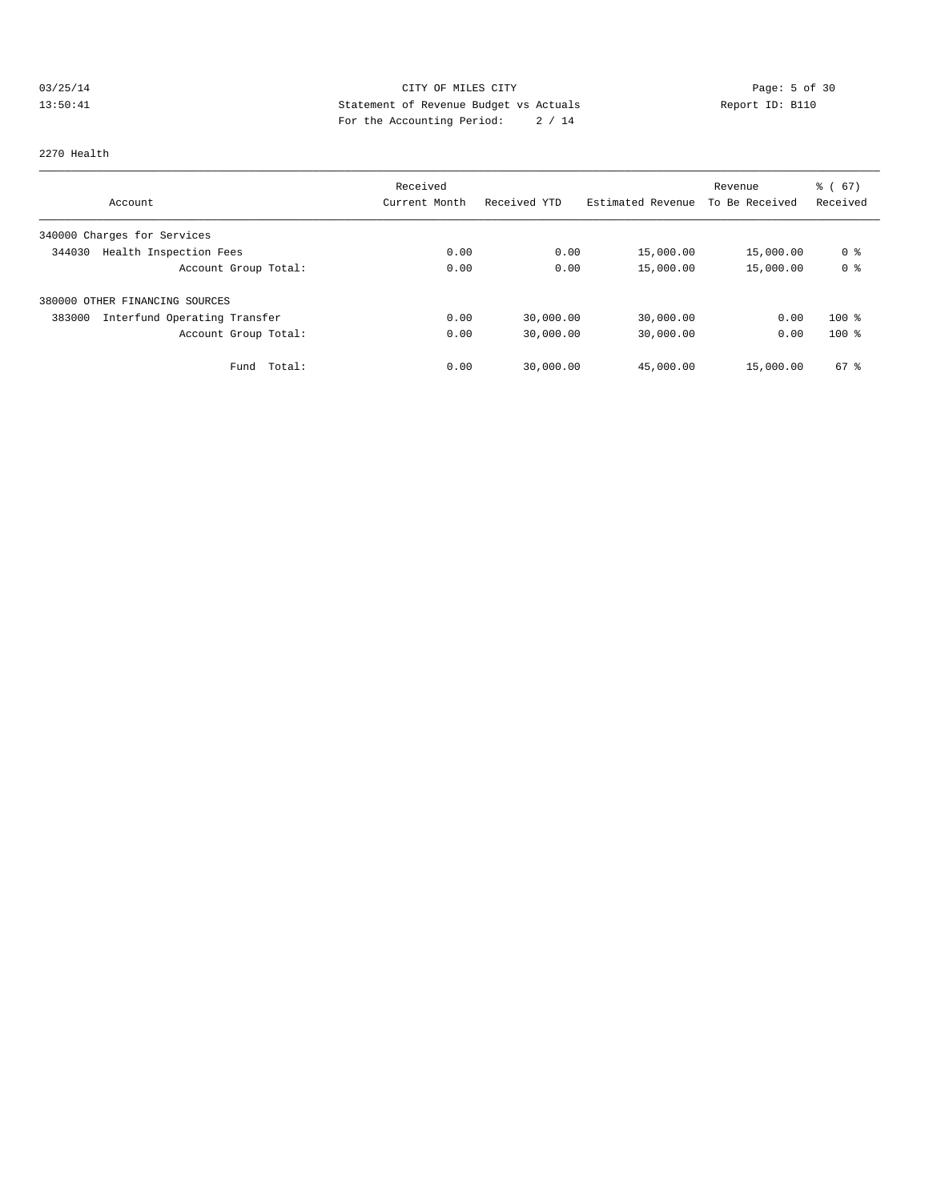CITY OF MILES CITY
Statement of Revenue Budget vs Actuals
For the Accounting Period: 2 / 14

03/25/14
13:50:41

Report ID: B110

2270 Health

| Account | Received Current Month | Received YTD | Estimated Revenue | Revenue To Be Received | % ( 67) Received |
|---|---|---|---|---|---|
| 340000 Charges for Services | | | | | |
| 344030 Health Inspection Fees | 0.00 | 0.00 | 15,000.00 | 15,000.00 | 0 % |
| Account Group Total: | 0.00 | 0.00 | 15,000.00 | 15,000.00 | 0 % |
| 380000 OTHER FINANCING SOURCES | | | | | |
| 383000 Interfund Operating Transfer | 0.00 | 30,000.00 | 30,000.00 | 0.00 | 100 % |
| Account Group Total: | 0.00 | 30,000.00 | 30,000.00 | 0.00 | 100 % |
| Fund Total: | 0.00 | 30,000.00 | 45,000.00 | 15,000.00 | 67 % |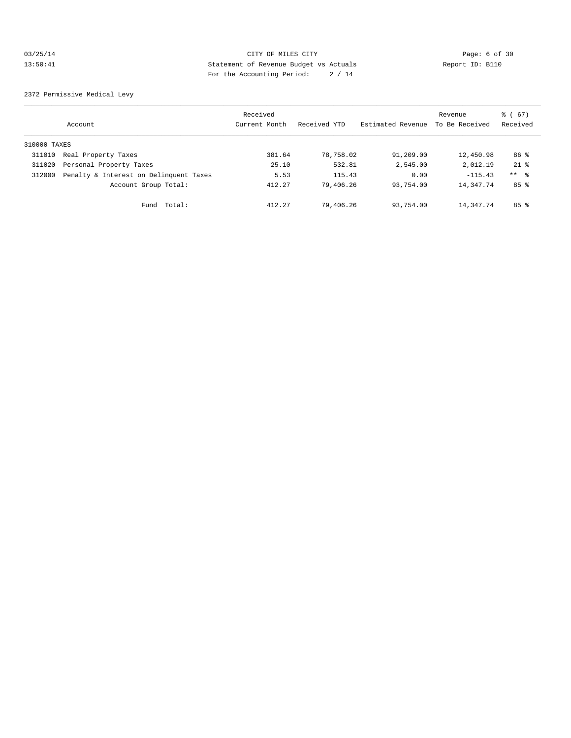CITY OF MILES CITY
Statement of Revenue Budget vs Actuals
For the Accounting Period: 2 / 14

03/25/14
13:50:41

Report ID: B110

2372 Permissive Medical Levy

| Account | | Received Current Month | Received YTD | Estimated Revenue | Revenue To Be Received | % ( 67) Received |
|---|---|---|---|---|---|---|
| 310000 TAXES | | | | | | |
| 311010 | Real Property Taxes | 381.64 | 78,758.02 | 91,209.00 | 12,450.98 | 86 % |
| 311020 | Personal Property Taxes | 25.10 | 532.81 | 2,545.00 | 2,012.19 | 21 % |
| 312000 | Penalty & Interest on Delinquent Taxes | 5.53 | 115.43 | 0.00 | -115.43 | ** % |
| | Account Group Total: | 412.27 | 79,406.26 | 93,754.00 | 14,347.74 | 85 % |
| | Fund Total: | 412.27 | 79,406.26 | 93,754.00 | 14,347.74 | 85 % |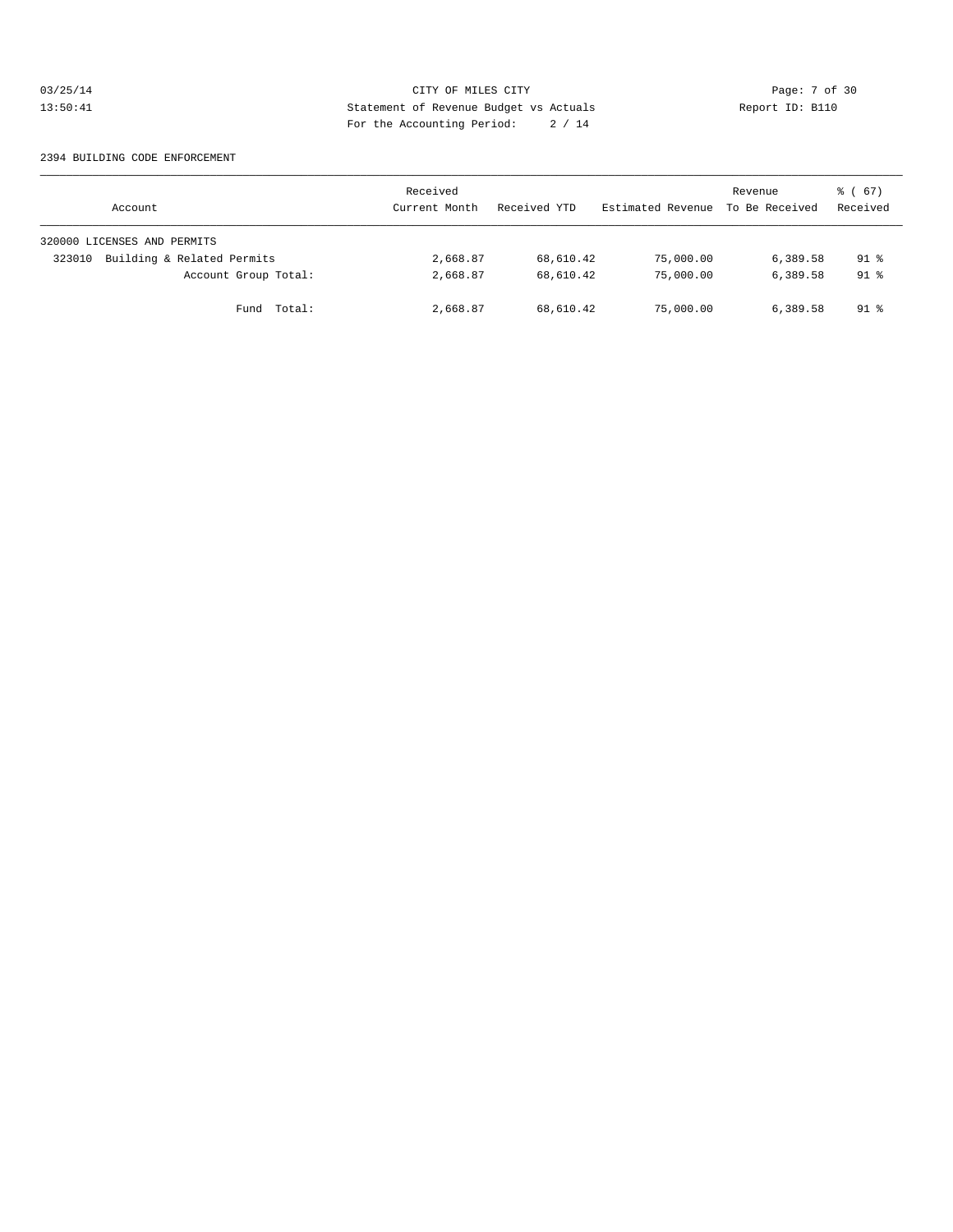CITY OF MILES CITY
Statement of Revenue Budget vs Actuals
For the Accounting Period: 2 / 14

03/25/14
13:50:41

Report ID: B110

2394 BUILDING CODE ENFORCEMENT

| Account | Received Current Month | Received YTD | Estimated Revenue | Revenue To Be Received | % ( 67) Received |
|---|---|---|---|---|---|
| 320000 LICENSES AND PERMITS | | | | | |
| 323010 Building & Related Permits | 2,668.87 | 68,610.42 | 75,000.00 | 6,389.58 | 91 % |
| Account Group Total: | 2,668.87 | 68,610.42 | 75,000.00 | 6,389.58 | 91 % |
| Fund Total: | 2,668.87 | 68,610.42 | 75,000.00 | 6,389.58 | 91 % |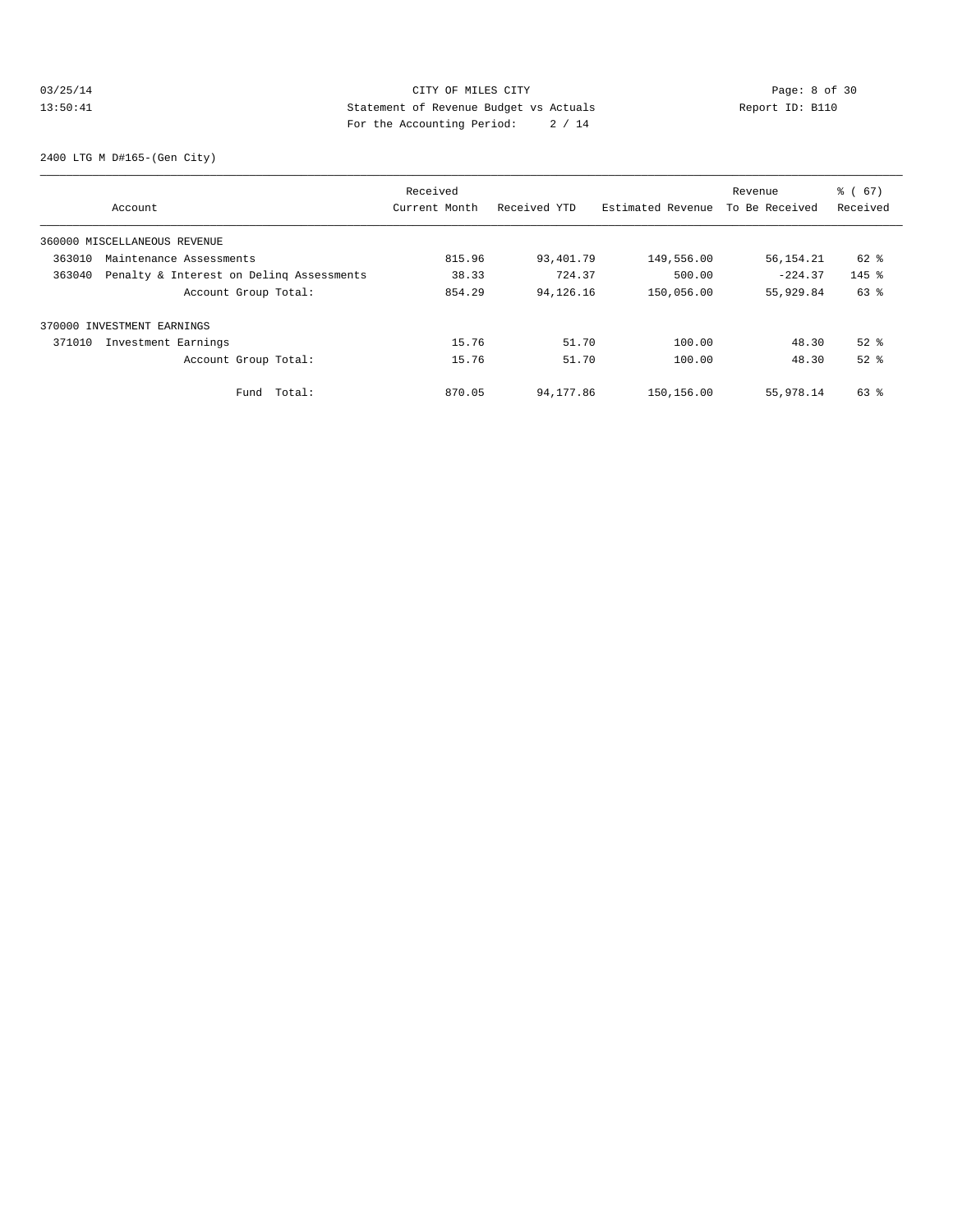CITY OF MILES CITY
Statement of Revenue Budget vs Actuals
For the Accounting Period: 2 / 14

2400 LTG M D#165-(Gen City)

| Account | Received Current Month | Received YTD | Estimated Revenue | Revenue To Be Received | % ( 67) Received |
|---|---|---|---|---|---|
| 360000 MISCELLANEOUS REVENUE | | | | | |
| 363010 Maintenance Assessments | 815.96 | 93,401.79 | 149,556.00 | 56,154.21 | 62 % |
| 363040 Penalty & Interest on Delinq Assessments | 38.33 | 724.37 | 500.00 | -224.37 | 145 % |
| Account Group Total: | 854.29 | 94,126.16 | 150,056.00 | 55,929.84 | 63 % |
| 370000 INVESTMENT EARNINGS | | | | | |
| 371010 Investment Earnings | 15.76 | 51.70 | 100.00 | 48.30 | 52 % |
| Account Group Total: | 15.76 | 51.70 | 100.00 | 48.30 | 52 % |
| Fund Total: | 870.05 | 94,177.86 | 150,156.00 | 55,978.14 | 63 % |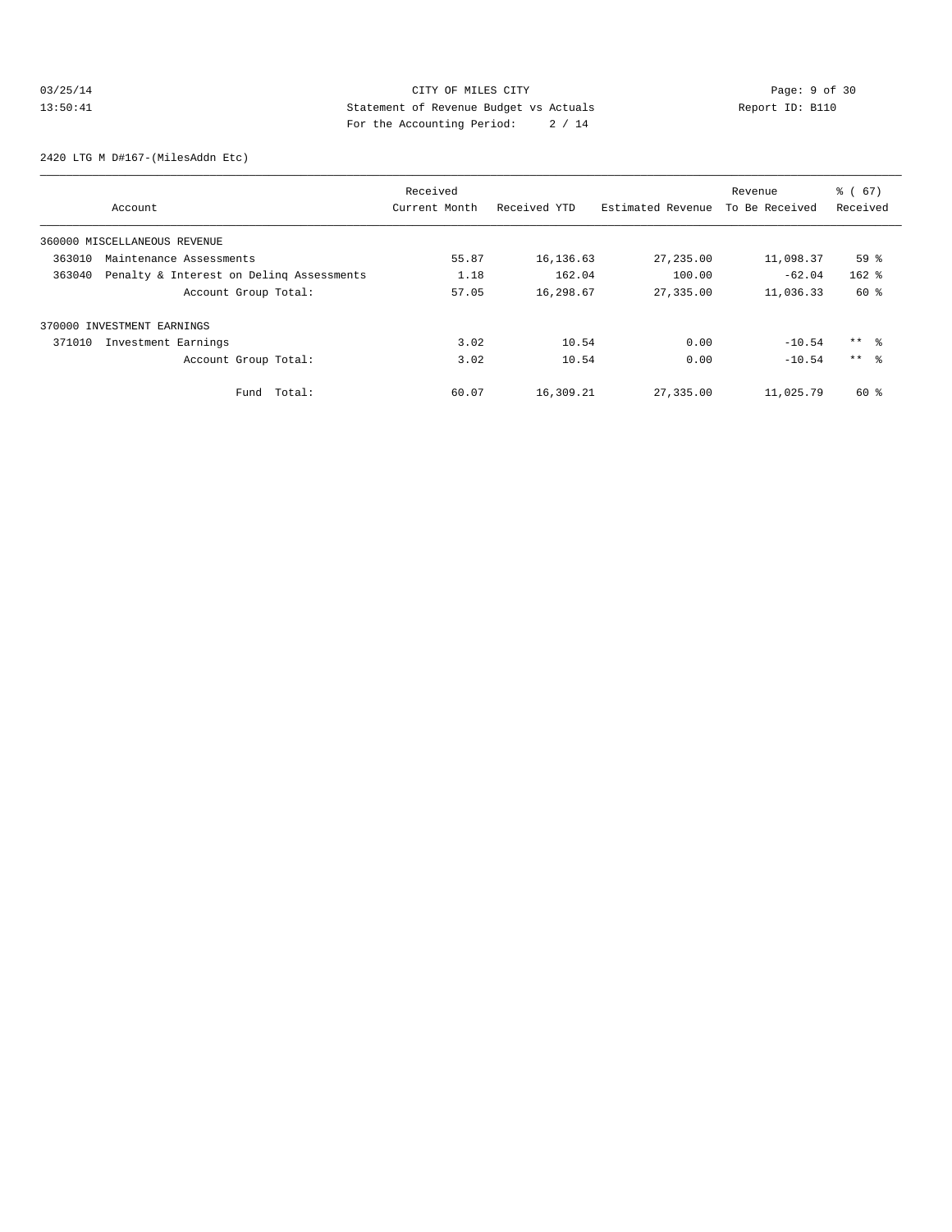CITY OF MILES CITY
Statement of Revenue Budget vs Actuals
For the Accounting Period: 2 / 14

03/25/14 13:50:41 — Report ID: B110

2420 LTG M D#167-(MilesAddn Etc)

| Account | Received Current Month | Received YTD | Estimated Revenue | Revenue To Be Received | % ( 67) Received |
|---|---|---|---|---|---|
| 360000 MISCELLANEOUS REVENUE | | | | | |
| 363010 Maintenance Assessments | 55.87 | 16,136.63 | 27,235.00 | 11,098.37 | 59 % |
| 363040 Penalty & Interest on Delinq Assessments | 1.18 | 162.04 | 100.00 | -62.04 | 162 % |
| Account Group Total: | 57.05 | 16,298.67 | 27,335.00 | 11,036.33 | 60 % |
| 370000 INVESTMENT EARNINGS | | | | | |
| 371010 Investment Earnings | 3.02 | 10.54 | 0.00 | -10.54 | ** % |
| Account Group Total: | 3.02 | 10.54 | 0.00 | -10.54 | ** % |
| Fund Total: | 60.07 | 16,309.21 | 27,335.00 | 11,025.79 | 60 % |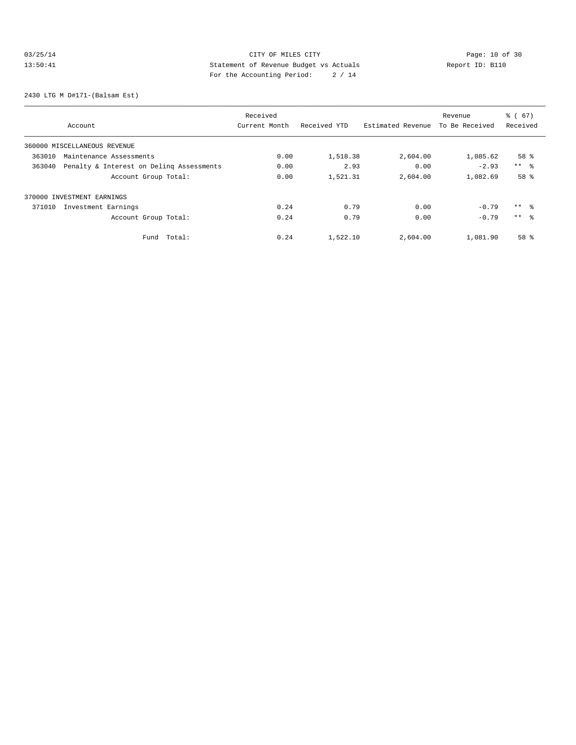CITY OF MILES CITY
Statement of Revenue Budget vs Actuals
For the Accounting Period: 2 / 14

03/25/14
13:50:41

Report ID: B110

2430 LTG M D#171-(Balsam Est)

| Account | Received Current Month | Received YTD | Estimated Revenue | Revenue To Be Received | % ( 67) Received |
|---|---|---|---|---|---|
| 360000 MISCELLANEOUS REVENUE | | | | | |
| 363010 Maintenance Assessments | 0.00 | 1,518.38 | 2,604.00 | 1,085.62 | 58 % |
| 363040 Penalty & Interest on Delinq Assessments | 0.00 | 2.93 | 0.00 | -2.93 | ** % |
| Account Group Total: | 0.00 | 1,521.31 | 2,604.00 | 1,082.69 | 58 % |
| 370000 INVESTMENT EARNINGS | | | | | |
| 371010 Investment Earnings | 0.24 | 0.79 | 0.00 | -0.79 | ** % |
| Account Group Total: | 0.24 | 0.79 | 0.00 | -0.79 | ** % |
| Fund Total: | 0.24 | 1,522.10 | 2,604.00 | 1,081.90 | 58 % |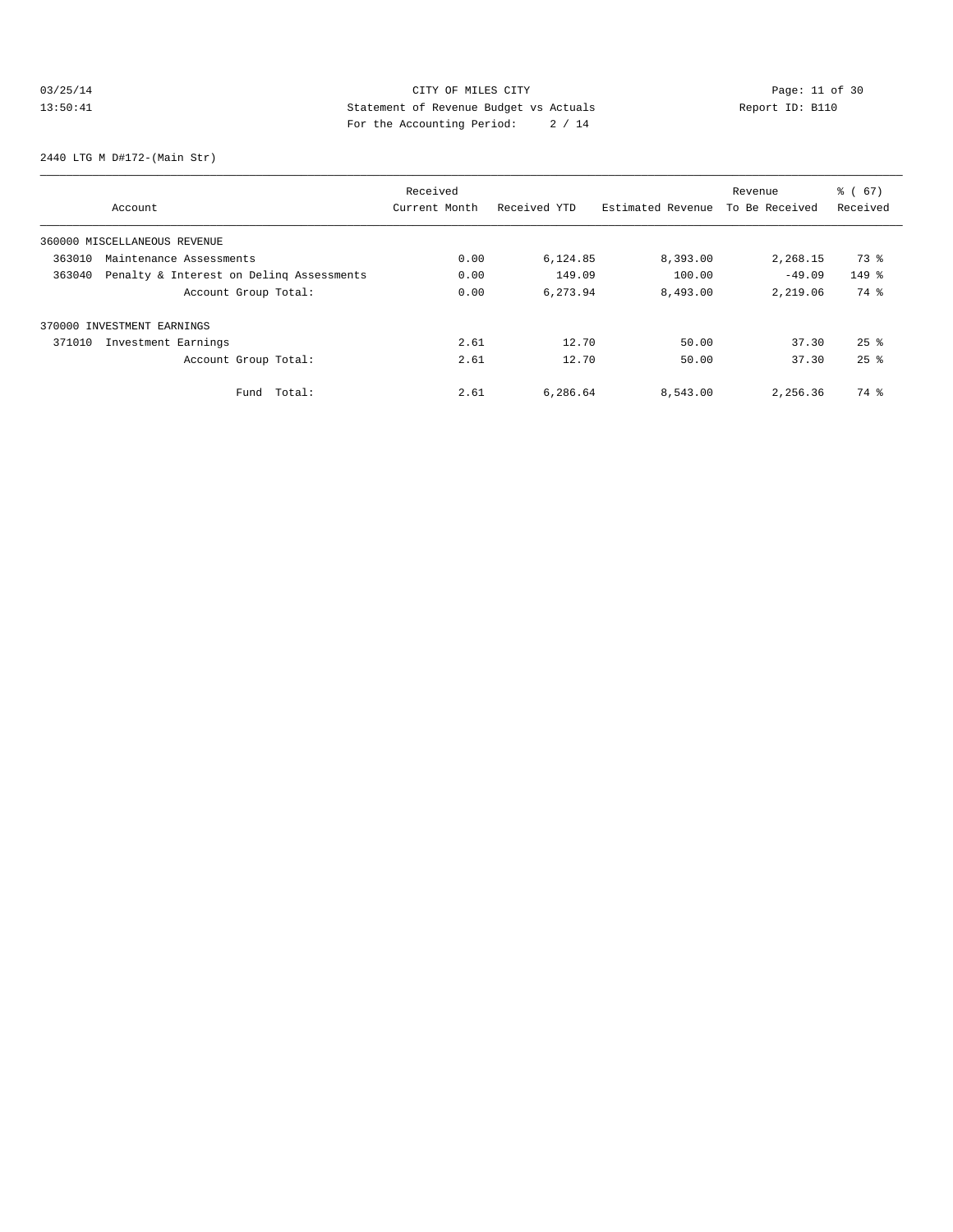CITY OF MILES CITY
Statement of Revenue Budget vs Actuals
For the Accounting Period: 2 / 14

03/25/14
13:50:41

Report ID: B110

2440 LTG M D#172-(Main Str)

| Account | Received Current Month | Received YTD | Estimated Revenue | Revenue To Be Received | % ( 67) Received |
|---|---|---|---|---|---|
| 360000 MISCELLANEOUS REVENUE | | | | | |
| 363010 Maintenance Assessments | 0.00 | 6,124.85 | 8,393.00 | 2,268.15 | 73 % |
| 363040 Penalty & Interest on Delinq Assessments | 0.00 | 149.09 | 100.00 | -49.09 | 149 % |
| Account Group Total: | 0.00 | 6,273.94 | 8,493.00 | 2,219.06 | 74 % |
| 370000 INVESTMENT EARNINGS | | | | | |
| 371010 Investment Earnings | 2.61 | 12.70 | 50.00 | 37.30 | 25 % |
| Account Group Total: | 2.61 | 12.70 | 50.00 | 37.30 | 25 % |
| Fund Total: | 2.61 | 6,286.64 | 8,543.00 | 2,256.36 | 74 % |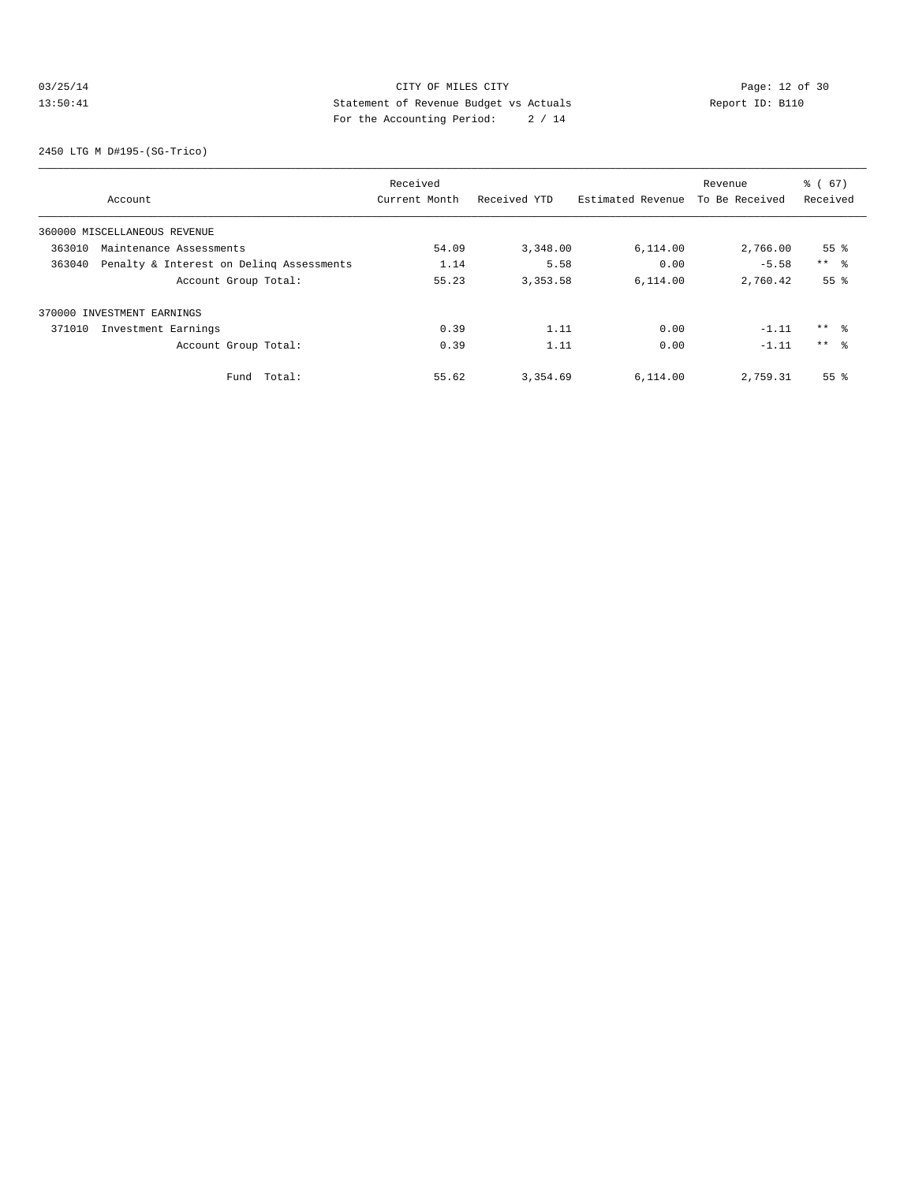CITY OF MILES CITY
Statement of Revenue Budget vs Actuals
For the Accounting Period: 2 / 14

03/25/14
13:50:41

Report ID: B110

2450 LTG M D#195-(SG-Trico)

| Account | Received Current Month | Received YTD | Estimated Revenue | Revenue To Be Received | % ( 67) Received |
|---|---|---|---|---|---|
| 360000 MISCELLANEOUS REVENUE | | | | | |
| 363010 Maintenance Assessments | 54.09 | 3,348.00 | 6,114.00 | 2,766.00 | 55 % |
| 363040 Penalty & Interest on Delinq Assessments | 1.14 | 5.58 | 0.00 | -5.58 | ** % |
| Account Group Total: | 55.23 | 3,353.58 | 6,114.00 | 2,760.42 | 55 % |
| 370000 INVESTMENT EARNINGS | | | | | |
| 371010 Investment Earnings | 0.39 | 1.11 | 0.00 | -1.11 | ** % |
| Account Group Total: | 0.39 | 1.11 | 0.00 | -1.11 | ** % |
| Fund Total: | 55.62 | 3,354.69 | 6,114.00 | 2,759.31 | 55 % |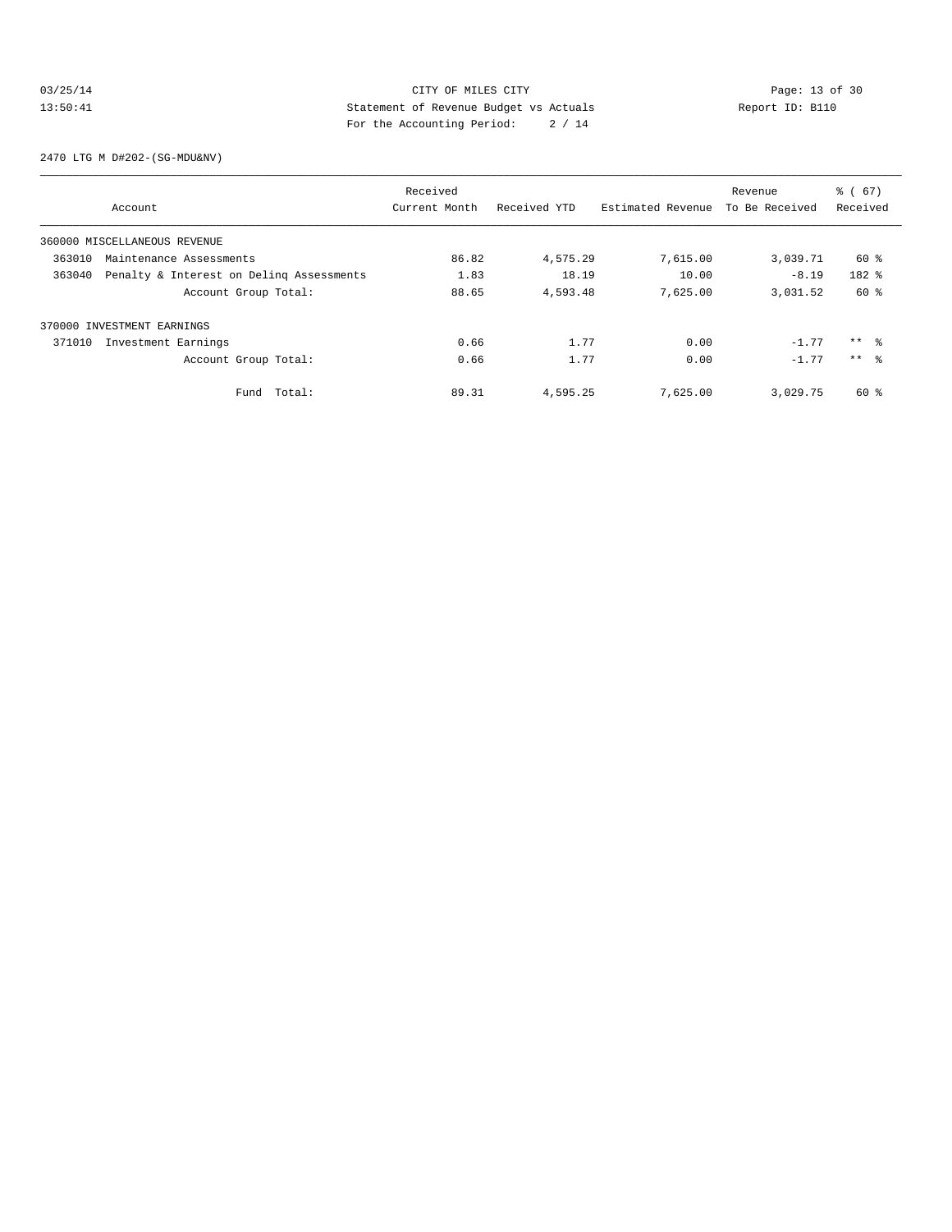CITY OF MILES CITY
Statement of Revenue Budget vs Actuals
For the Accounting Period: 2 / 14

03/25/14
13:50:41

Report ID: B110

2470 LTG M D#202-(SG-MDU&NV)

| Account | Received Current Month | Received YTD | Estimated Revenue | Revenue To Be Received | % ( 67) Received |
|---|---|---|---|---|---|
| 360000 MISCELLANEOUS REVENUE | | | | | |
| 363010 Maintenance Assessments | 86.82 | 4,575.29 | 7,615.00 | 3,039.71 | 60 % |
| 363040 Penalty & Interest on Delinq Assessments | 1.83 | 18.19 | 10.00 | -8.19 | 182 % |
| Account Group Total: | 88.65 | 4,593.48 | 7,625.00 | 3,031.52 | 60 % |
| 370000 INVESTMENT EARNINGS | | | | | |
| 371010 Investment Earnings | 0.66 | 1.77 | 0.00 | -1.77 | ** % |
| Account Group Total: | 0.66 | 1.77 | 0.00 | -1.77 | ** % |
| Fund Total: | 89.31 | 4,595.25 | 7,625.00 | 3,029.75 | 60 % |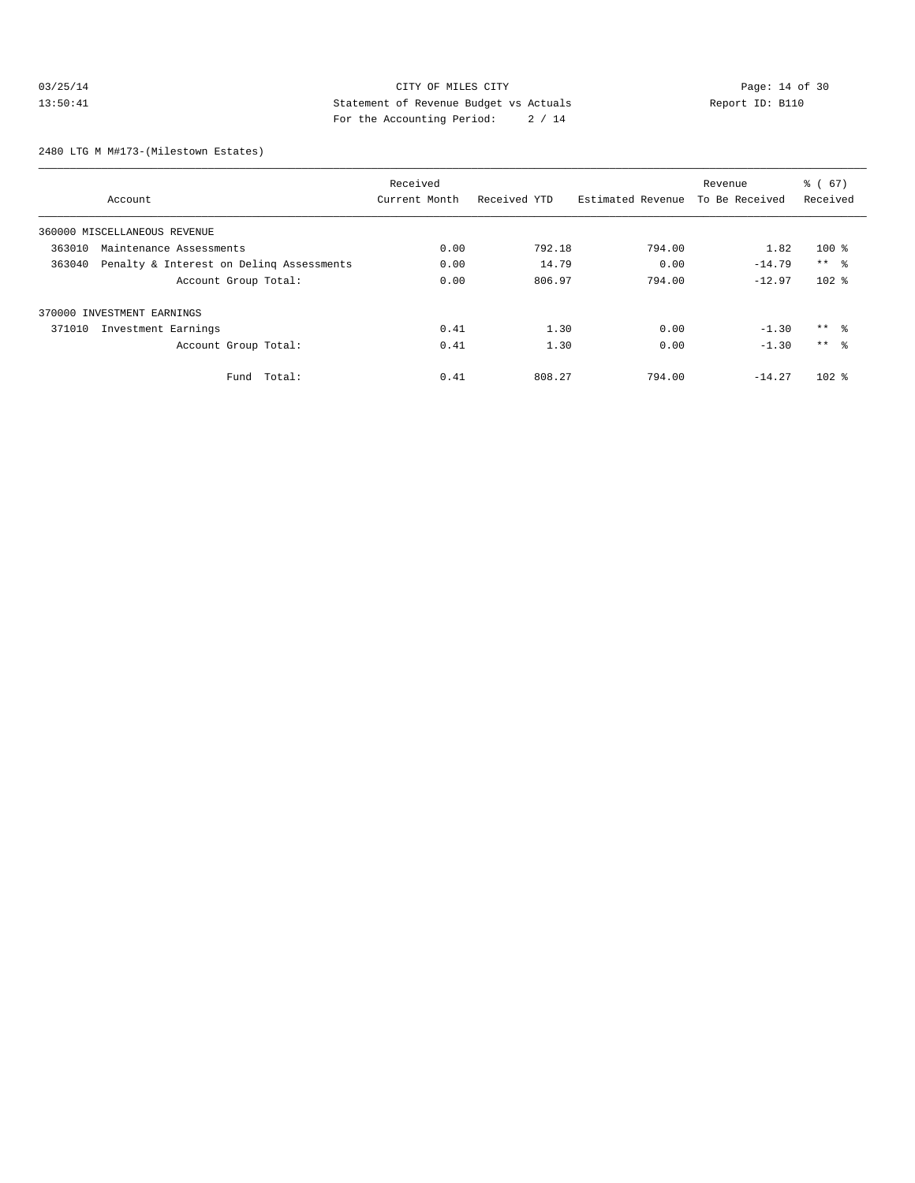CITY OF MILES CITY
Statement of Revenue Budget vs Actuals
For the Accounting Period: 2 / 14

03/25/14
13:50:41

Report ID: B110

2480 LTG M M#173-(Milestown Estates)

| Account | Received Current Month | Received YTD | Estimated Revenue | Revenue To Be Received | % ( 67) Received |
|---|---|---|---|---|---|
| 360000 MISCELLANEOUS REVENUE | | | | | |
| 363010 Maintenance Assessments | 0.00 | 792.18 | 794.00 | 1.82 | 100 % |
| 363040 Penalty & Interest on Delinq Assessments | 0.00 | 14.79 | 0.00 | -14.79 | ** % |
| Account Group Total: | 0.00 | 806.97 | 794.00 | -12.97 | 102 % |
| 370000 INVESTMENT EARNINGS | | | | | |
| 371010 Investment Earnings | 0.41 | 1.30 | 0.00 | -1.30 | ** % |
| Account Group Total: | 0.41 | 1.30 | 0.00 | -1.30 | ** % |
| Fund Total: | 0.41 | 808.27 | 794.00 | -14.27 | 102 % |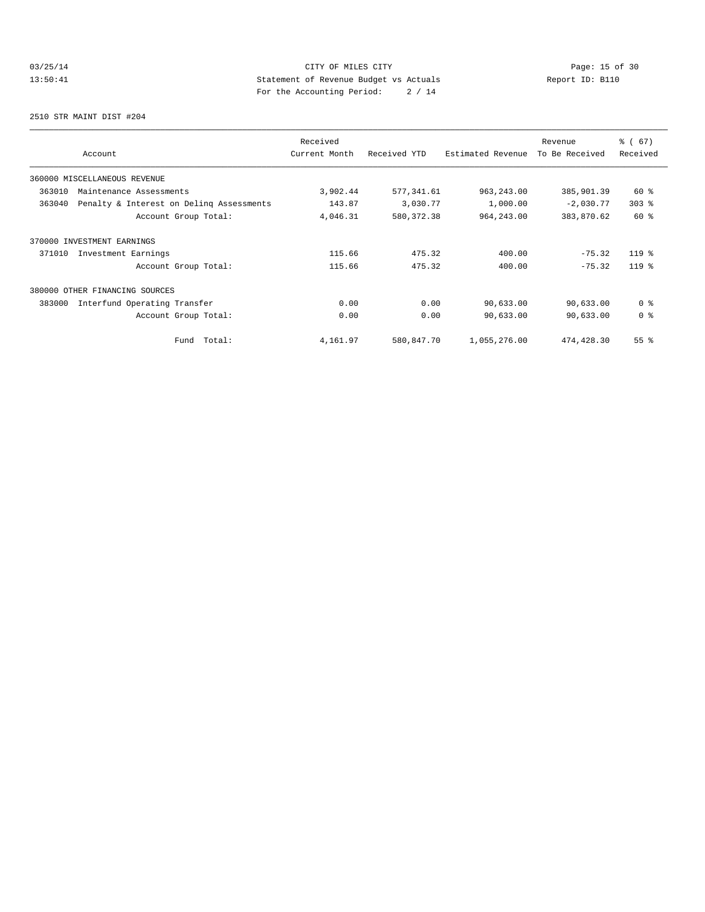CITY OF MILES CITY
Statement of Revenue Budget vs Actuals
For the Accounting Period: 2 / 14

03/25/14 13:50:41 Report ID: B110

2510 STR MAINT DIST #204

| Account | Received Current Month | Received YTD | Estimated Revenue | Revenue To Be Received | % ( 67) Received |
|---|---|---|---|---|---|
| 360000 MISCELLANEOUS REVENUE | | | | | |
| 363010 Maintenance Assessments | 3,902.44 | 577,341.61 | 963,243.00 | 385,901.39 | 60 % |
| 363040 Penalty & Interest on Delinq Assessments | 143.87 | 3,030.77 | 1,000.00 | -2,030.77 | 303 % |
| Account Group Total: | 4,046.31 | 580,372.38 | 964,243.00 | 383,870.62 | 60 % |
| 370000 INVESTMENT EARNINGS | | | | | |
| 371010 Investment Earnings | 115.66 | 475.32 | 400.00 | -75.32 | 119 % |
| Account Group Total: | 115.66 | 475.32 | 400.00 | -75.32 | 119 % |
| 380000 OTHER FINANCING SOURCES | | | | | |
| 383000 Interfund Operating Transfer | 0.00 | 0.00 | 90,633.00 | 90,633.00 | 0 % |
| Account Group Total: | 0.00 | 0.00 | 90,633.00 | 90,633.00 | 0 % |
| Fund Total: | 4,161.97 | 580,847.70 | 1,055,276.00 | 474,428.30 | 55 % |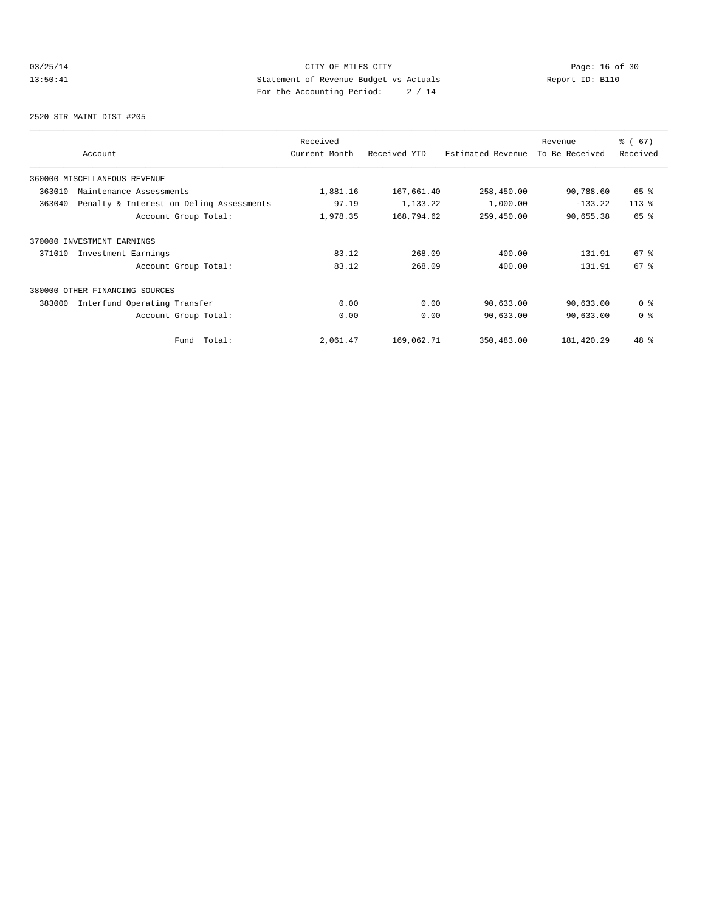CITY OF MILES CITY
Statement of Revenue Budget vs Actuals
For the Accounting Period: 2 / 14

03/25/14
13:50:41

Report ID: B110

2520 STR MAINT DIST #205

| Account | Received Current Month | Received YTD | Estimated Revenue | Revenue To Be Received | % ( 67) Received |
|---|---|---|---|---|---|
| 360000 MISCELLANEOUS REVENUE | | | | | |
| 363010 Maintenance Assessments | 1,881.16 | 167,661.40 | 258,450.00 | 90,788.60 | 65 % |
| 363040 Penalty & Interest on Delinq Assessments | 97.19 | 1,133.22 | 1,000.00 | -133.22 | 113 % |
| Account Group Total: | 1,978.35 | 168,794.62 | 259,450.00 | 90,655.38 | 65 % |
| 370000 INVESTMENT EARNINGS | | | | | |
| 371010 Investment Earnings | 83.12 | 268.09 | 400.00 | 131.91 | 67 % |
| Account Group Total: | 83.12 | 268.09 | 400.00 | 131.91 | 67 % |
| 380000 OTHER FINANCING SOURCES | | | | | |
| 383000 Interfund Operating Transfer | 0.00 | 0.00 | 90,633.00 | 90,633.00 | 0 % |
| Account Group Total: | 0.00 | 0.00 | 90,633.00 | 90,633.00 | 0 % |
| Fund Total: | 2,061.47 | 169,062.71 | 350,483.00 | 181,420.29 | 48 % |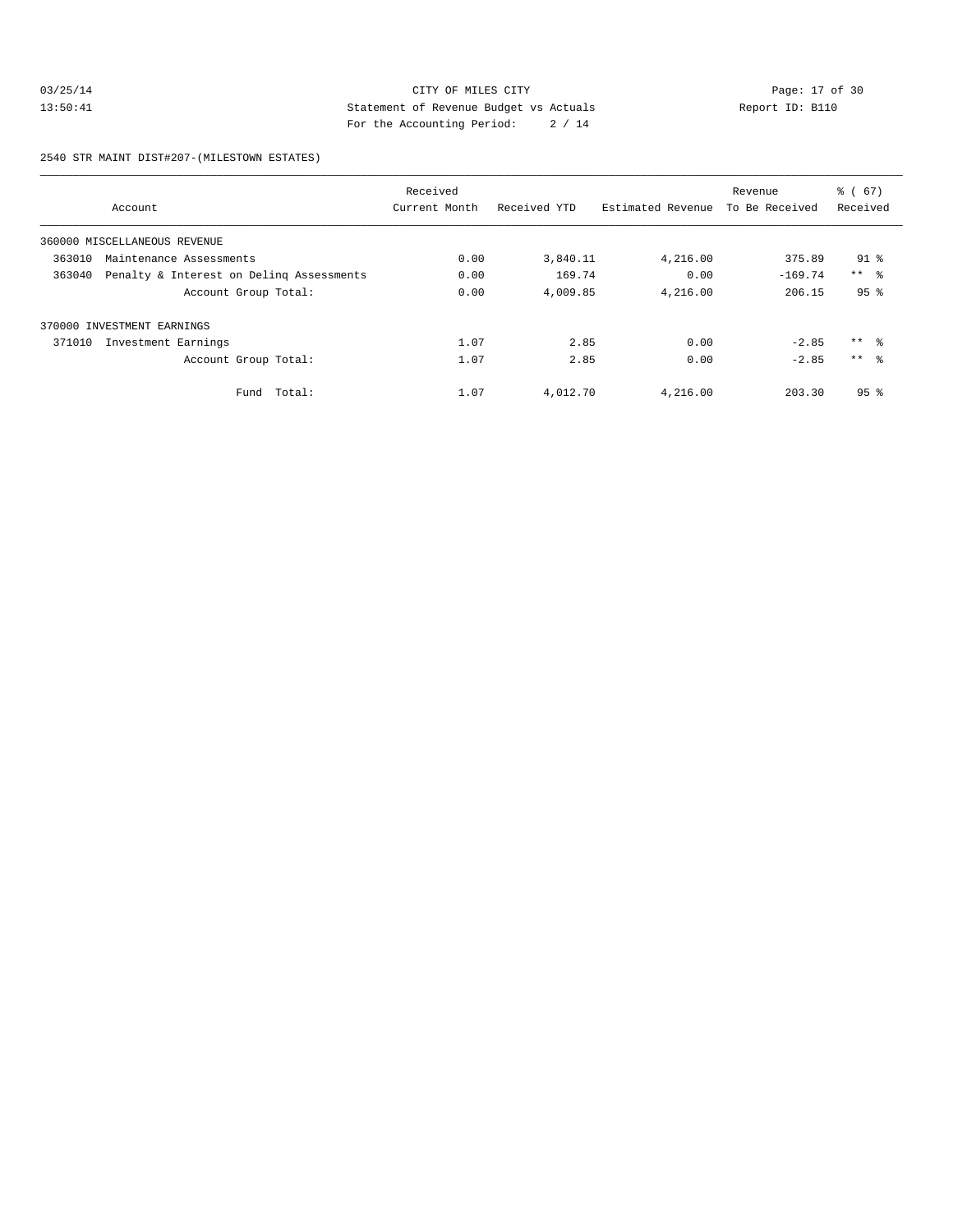CITY OF MILES CITY
Statement of Revenue Budget vs Actuals
For the Accounting Period: 2 / 14

03/25/14
13:50:41

Report ID: B110

2540 STR MAINT DIST#207-(MILESTOWN ESTATES)

| Account | Received Current Month | Received YTD | Estimated Revenue | Revenue To Be Received | % ( 67) Received |
|---|---|---|---|---|---|
| 360000 MISCELLANEOUS REVENUE | | | | | |
| 363010 Maintenance Assessments | 0.00 | 3,840.11 | 4,216.00 | 375.89 | 91 % |
| 363040 Penalty & Interest on Delinq Assessments | 0.00 | 169.74 | 0.00 | -169.74 | ** % |
| Account Group Total: | 0.00 | 4,009.85 | 4,216.00 | 206.15 | 95 % |
| 370000 INVESTMENT EARNINGS | | | | | |
| 371010 Investment Earnings | 1.07 | 2.85 | 0.00 | -2.85 | ** % |
| Account Group Total: | 1.07 | 2.85 | 0.00 | -2.85 | ** % |
| Fund Total: | 1.07 | 4,012.70 | 4,216.00 | 203.30 | 95 % |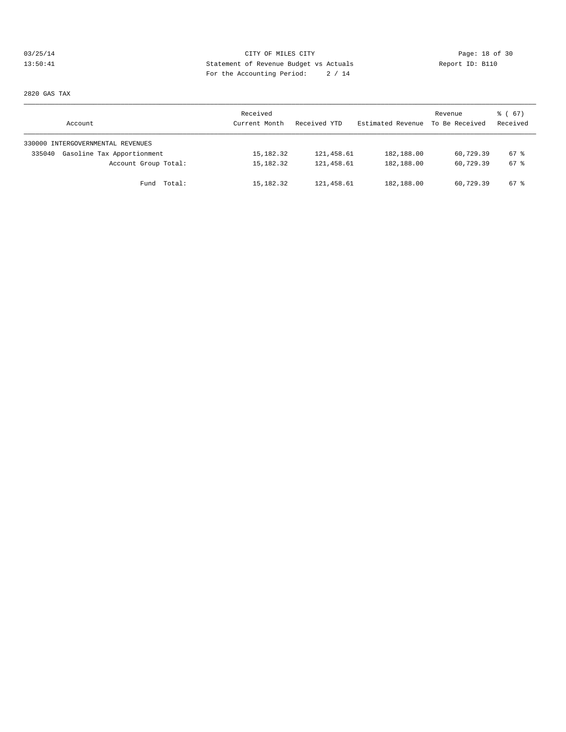CITY OF MILES CITY
Statement of Revenue Budget vs Actuals
For the Accounting Period: 2 / 14

03/25/14
13:50:41

Report ID: B110

2820 GAS TAX

| Account | Received Current Month | Received YTD | Estimated Revenue | Revenue To Be Received | % ( 67) Received |
|---|---|---|---|---|---|
| 330000 INTERGOVERNMENTAL REVENUES | | | | | |
| 335040 Gasoline Tax Apportionment | 15,182.32 | 121,458.61 | 182,188.00 | 60,729.39 | 67 % |
| Account Group Total: | 15,182.32 | 121,458.61 | 182,188.00 | 60,729.39 | 67 % |
| Fund Total: | 15,182.32 | 121,458.61 | 182,188.00 | 60,729.39 | 67 % |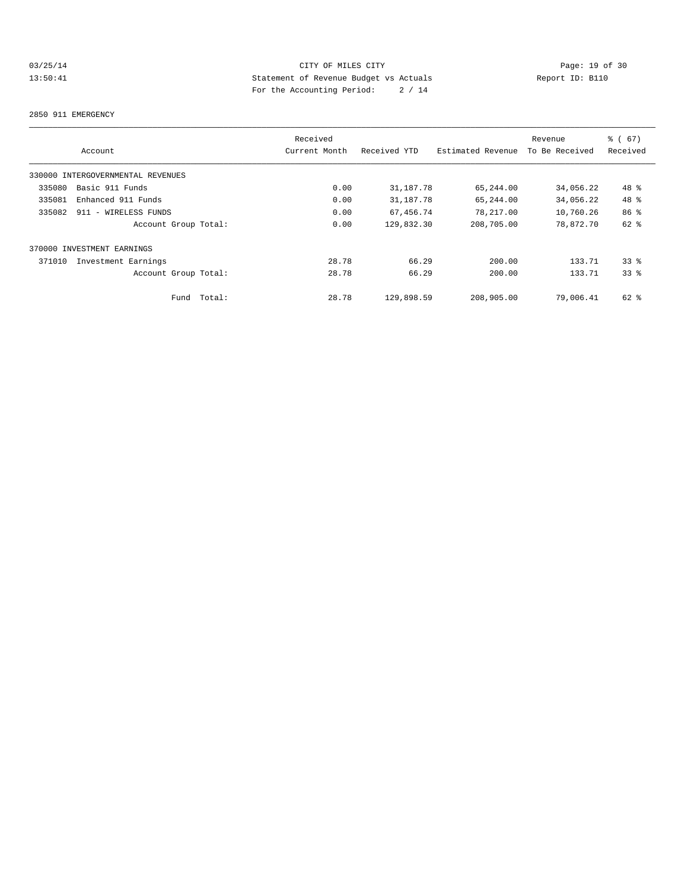CITY OF MILES CITY
Statement of Revenue Budget vs Actuals
For the Accounting Period: 2 / 14

03/25/14
13:50:41

Report ID: B110

2850 911 EMERGENCY

| Account | Received Current Month | Received YTD | Estimated Revenue | Revenue To Be Received | % ( 67) Received |
|---|---|---|---|---|---|
| 330000 INTERGOVERNMENTAL REVENUES | | | | | |
| 335080 Basic 911 Funds | 0.00 | 31,187.78 | 65,244.00 | 34,056.22 | 48 % |
| 335081 Enhanced 911 Funds | 0.00 | 31,187.78 | 65,244.00 | 34,056.22 | 48 % |
| 335082 911 - WIRELESS FUNDS | 0.00 | 67,456.74 | 78,217.00 | 10,760.26 | 86 % |
| Account Group Total: | 0.00 | 129,832.30 | 208,705.00 | 78,872.70 | 62 % |
| 370000 INVESTMENT EARNINGS | | | | | |
| 371010 Investment Earnings | 28.78 | 66.29 | 200.00 | 133.71 | 33 % |
| Account Group Total: | 28.78 | 66.29 | 200.00 | 133.71 | 33 % |
| Fund Total: | 28.78 | 129,898.59 | 208,905.00 | 79,006.41 | 62 % |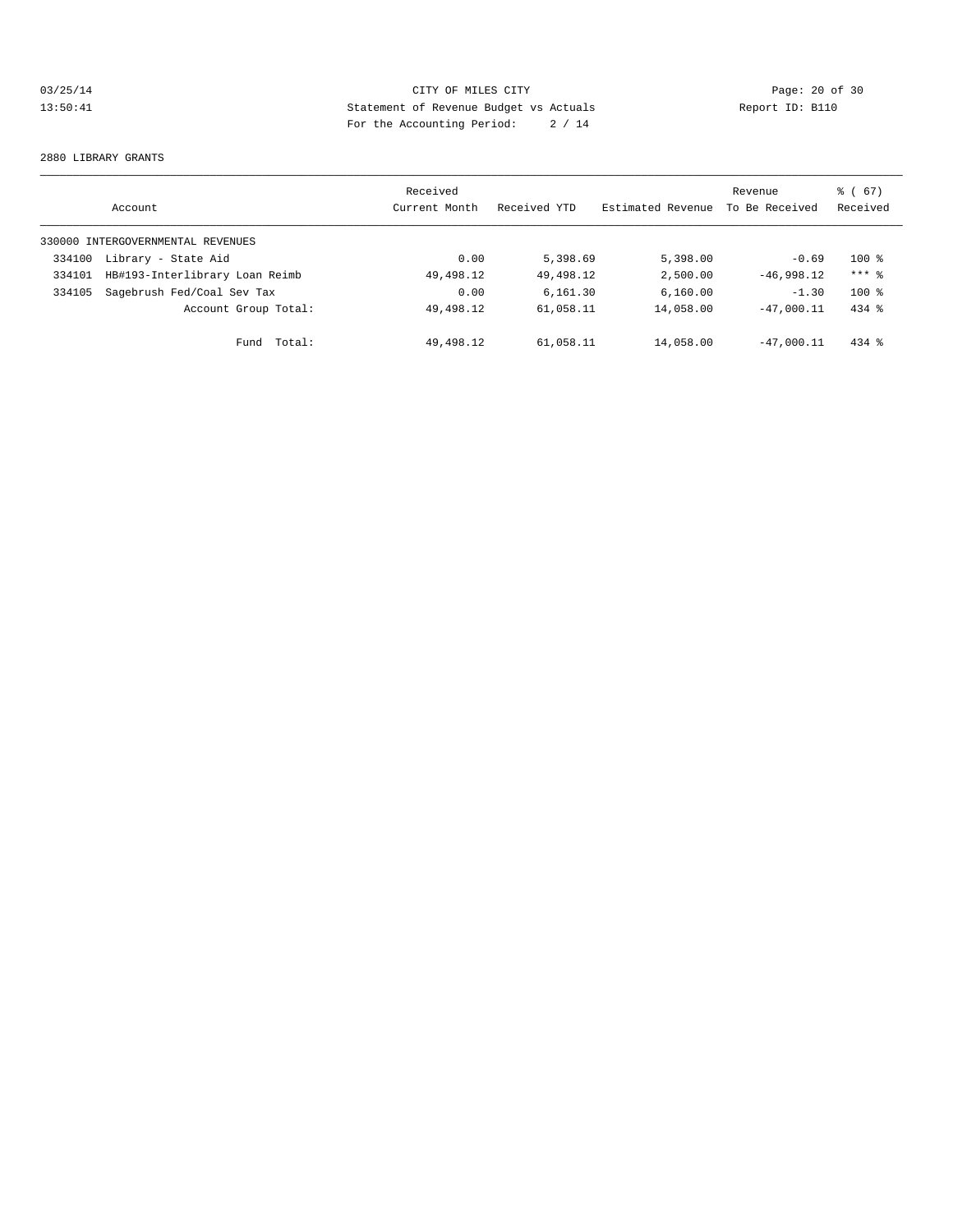CITY OF MILES CITY
Statement of Revenue Budget vs Actuals
For the Accounting Period: 2 / 14

03/25/14
13:50:41

Report ID: B110

2880 LIBRARY GRANTS

| Account | Received Current Month | Received YTD | Estimated Revenue | Revenue To Be Received | % ( 67) Received |
|---|---|---|---|---|---|
| 330000 INTERGOVERNMENTAL REVENUES | | | | | |
| 334100 Library - State Aid | 0.00 | 5,398.69 | 5,398.00 | -0.69 | 100 % |
| 334101 HB#193-Interlibrary Loan Reimb | 49,498.12 | 49,498.12 | 2,500.00 | -46,998.12 | *** % |
| 334105 Sagebrush Fed/Coal Sev Tax | 0.00 | 6,161.30 | 6,160.00 | -1.30 | 100 % |
| Account Group Total: | 49,498.12 | 61,058.11 | 14,058.00 | -47,000.11 | 434 % |
| Fund Total: | 49,498.12 | 61,058.11 | 14,058.00 | -47,000.11 | 434 % |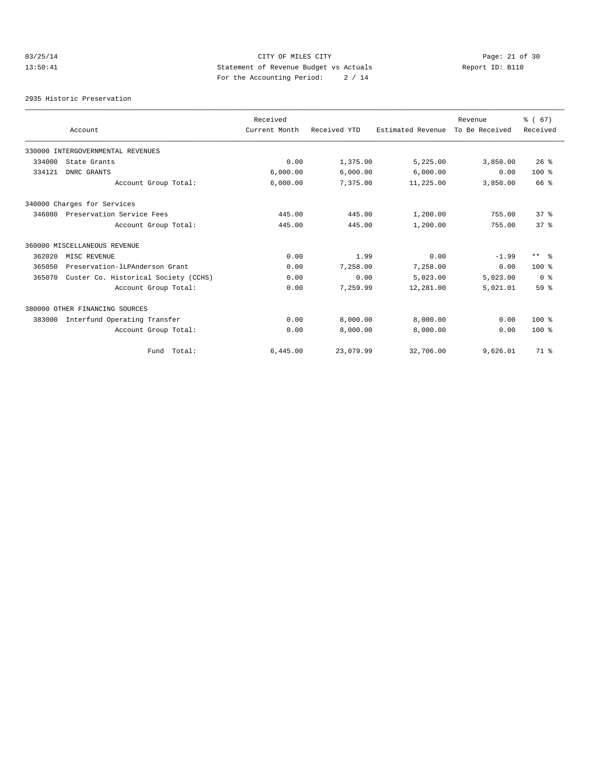CITY OF MILES CITY
Statement of Revenue Budget vs Actuals
For the Accounting Period: 2 / 14

03/25/14
13:50:41

Report ID: B110

2935 Historic Preservation

| Account | Received Current Month | Received YTD | Estimated Revenue | Revenue To Be Received | % ( 67) Received |
|---|---|---|---|---|---|
| 330000 INTERGOVERNMENTAL REVENUES | | | | | |
| 334000 State Grants | 0.00 | 1,375.00 | 5,225.00 | 3,850.00 | 26 % |
| 334121 DNRC GRANTS | 6,000.00 | 6,000.00 | 6,000.00 | 0.00 | 100 % |
| Account Group Total: | 6,000.00 | 7,375.00 | 11,225.00 | 3,850.00 | 66 % |
| 340000 Charges for Services | | | | | |
| 346080 Preservation Service Fees | 445.00 | 445.00 | 1,200.00 | 755.00 | 37 % |
| Account Group Total: | 445.00 | 445.00 | 1,200.00 | 755.00 | 37 % |
| 360000 MISCELLANEOUS REVENUE | | | | | |
| 362020 MISC REVENUE | 0.00 | 1.99 | 0.00 | -1.99 | ** % |
| 365050 Preservation-lLPAnderson Grant | 0.00 | 7,258.00 | 7,258.00 | 0.00 | 100 % |
| 365070 Custer Co. Historical Society (CCHS) | 0.00 | 0.00 | 5,023.00 | 5,023.00 | 0 % |
| Account Group Total: | 0.00 | 7,259.99 | 12,281.00 | 5,021.01 | 59 % |
| 380000 OTHER FINANCING SOURCES | | | | | |
| 383000 Interfund Operating Transfer | 0.00 | 8,000.00 | 8,000.00 | 0.00 | 100 % |
| Account Group Total: | 0.00 | 8,000.00 | 8,000.00 | 0.00 | 100 % |
| Fund Total: | 6,445.00 | 23,079.99 | 32,706.00 | 9,626.01 | 71 % |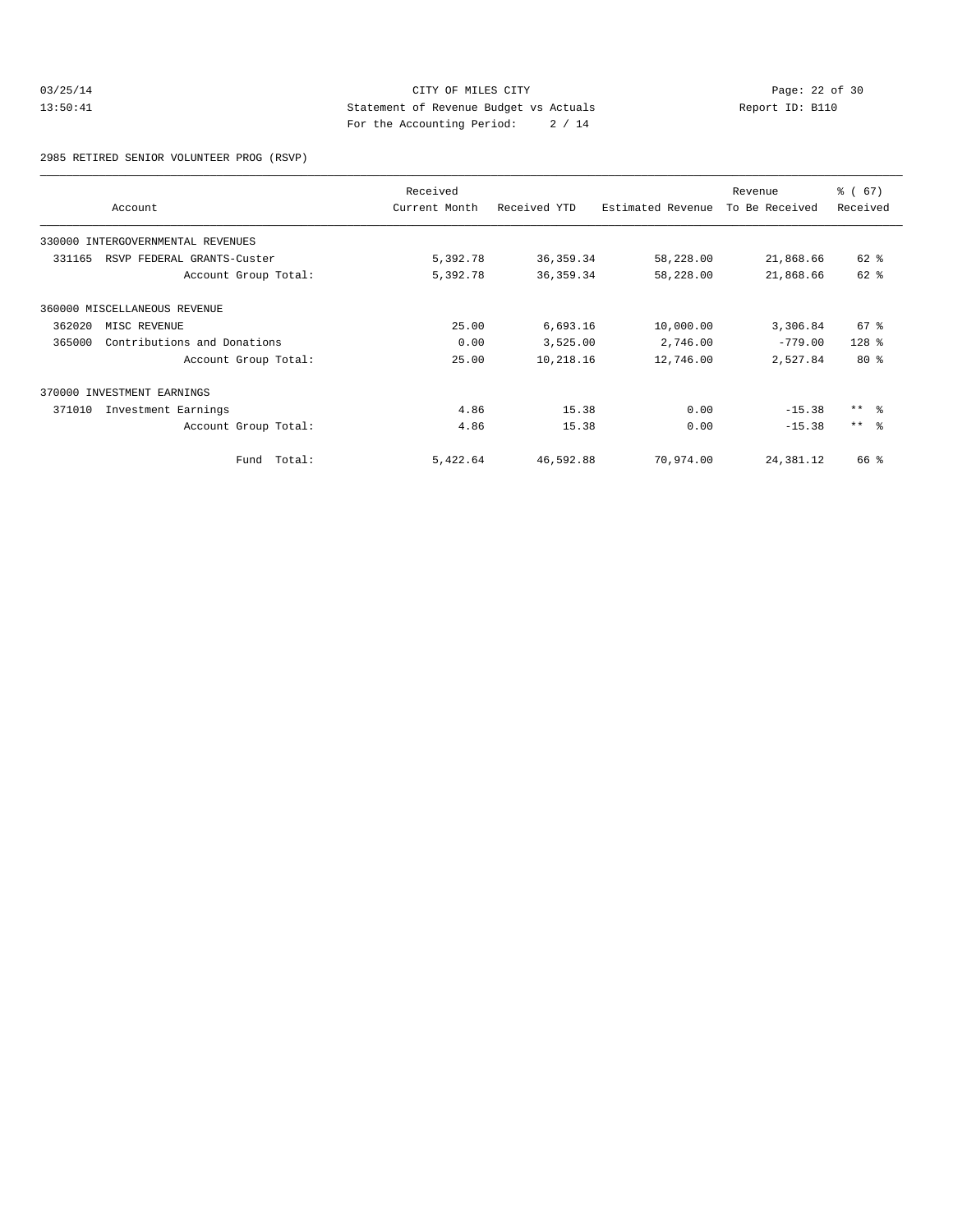CITY OF MILES CITY
Statement of Revenue Budget vs Actuals
For the Accounting Period: 2 / 14

03/25/14
13:50:41

Report ID: B110

2985 RETIRED SENIOR VOLUNTEER PROG (RSVP)

| Account | Received Current Month | Received YTD | Estimated Revenue | Revenue To Be Received | % ( 67) Received |
|---|---|---|---|---|---|
| 330000 INTERGOVERNMENTAL REVENUES | | | | | |
| 331165 RSVP FEDERAL GRANTS-Custer | 5,392.78 | 36,359.34 | 58,228.00 | 21,868.66 | 62 % |
| Account Group Total: | 5,392.78 | 36,359.34 | 58,228.00 | 21,868.66 | 62 % |
| 360000 MISCELLANEOUS REVENUE | | | | | |
| 362020 MISC REVENUE | 25.00 | 6,693.16 | 10,000.00 | 3,306.84 | 67 % |
| 365000 Contributions and Donations | 0.00 | 3,525.00 | 2,746.00 | -779.00 | 128 % |
| Account Group Total: | 25.00 | 10,218.16 | 12,746.00 | 2,527.84 | 80 % |
| 370000 INVESTMENT EARNINGS | | | | | |
| 371010 Investment Earnings | 4.86 | 15.38 | 0.00 | -15.38 | ** % |
| Account Group Total: | 4.86 | 15.38 | 0.00 | -15.38 | ** % |
| Fund Total: | 5,422.64 | 46,592.88 | 70,974.00 | 24,381.12 | 66 % |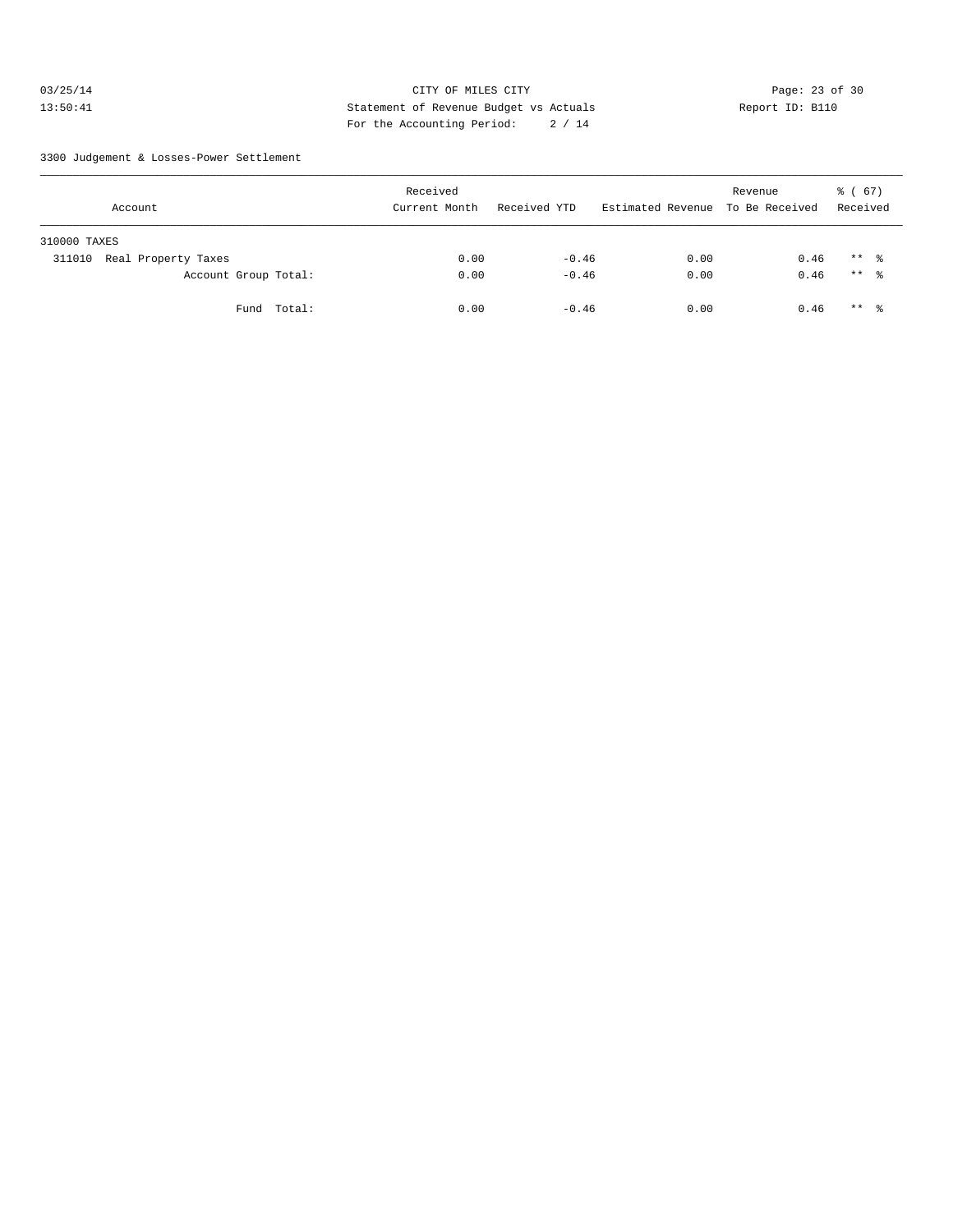CITY OF MILES CITY
Statement of Revenue Budget vs Actuals
For the Accounting Period: 2 / 14

03/25/14
13:50:41

Report ID: B110

3300 Judgement & Losses-Power Settlement

| Account | Received Current Month | Received YTD | Estimated Revenue | Revenue To Be Received | % ( 67) Received |
|---|---|---|---|---|---|
| 310000 TAXES | | | | | |
| 311010 Real Property Taxes | 0.00 | -0.46 | 0.00 | 0.46 | ** % |
| Account Group Total: | 0.00 | -0.46 | 0.00 | 0.46 | ** % |
| Fund Total: | 0.00 | -0.46 | 0.00 | 0.46 | ** % |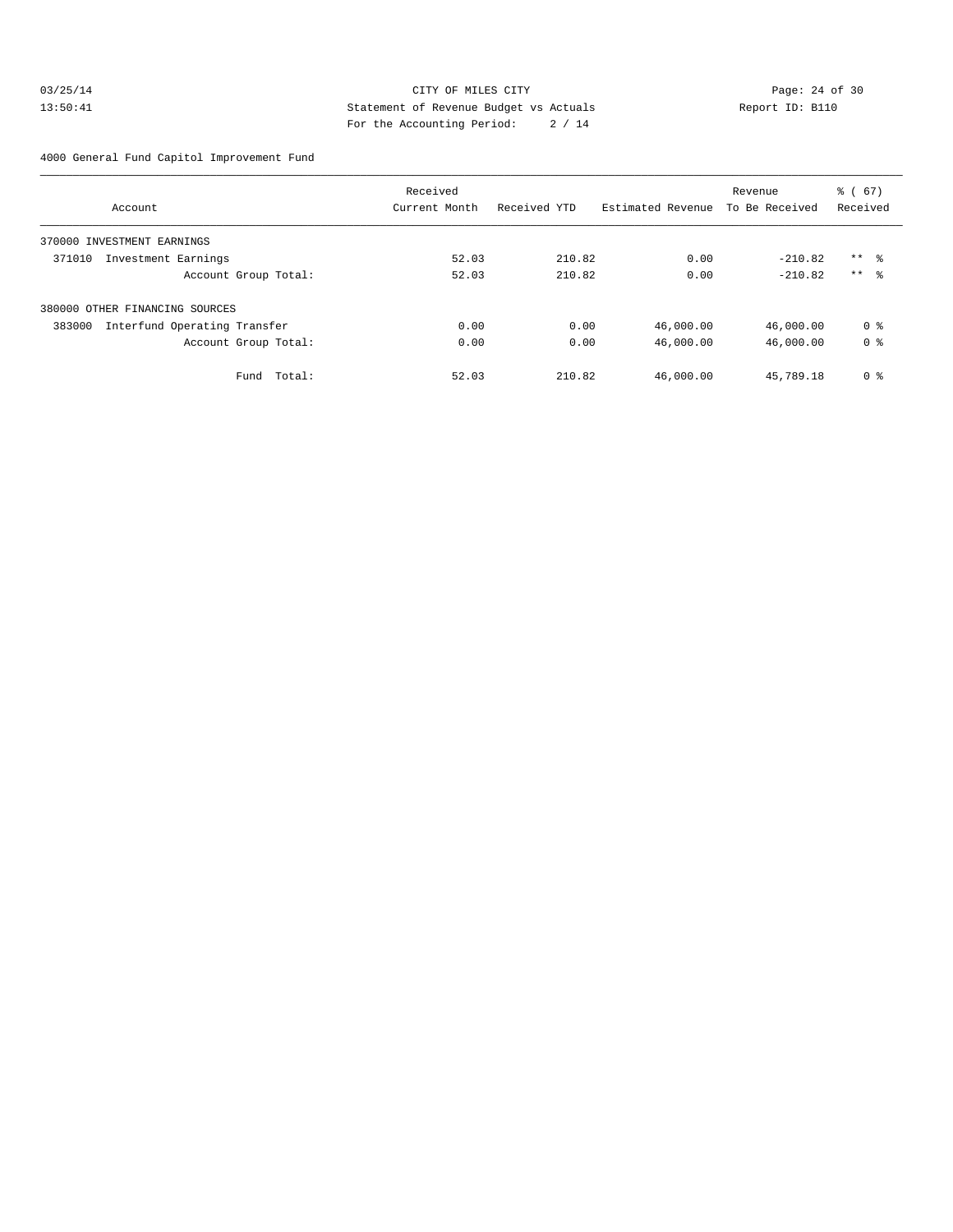CITY OF MILES CITY
Statement of Revenue Budget vs Actuals
For the Accounting Period: 2 / 14

03/25/14
13:50:41

Report ID: B110

4000 General Fund Capitol Improvement Fund

| Account | Received Current Month | Received YTD | Estimated Revenue | Revenue To Be Received | % ( 67) Received |
|---|---|---|---|---|---|
| 370000 INVESTMENT EARNINGS | | | | | |
| 371010 Investment Earnings | 52.03 | 210.82 | 0.00 | -210.82 | ** % |
| Account Group Total: | 52.03 | 210.82 | 0.00 | -210.82 | ** % |
| 380000 OTHER FINANCING SOURCES | | | | | |
| 383000 Interfund Operating Transfer | 0.00 | 0.00 | 46,000.00 | 46,000.00 | 0 % |
| Account Group Total: | 0.00 | 0.00 | 46,000.00 | 46,000.00 | 0 % |
| Fund Total: | 52.03 | 210.82 | 46,000.00 | 45,789.18 | 0 % |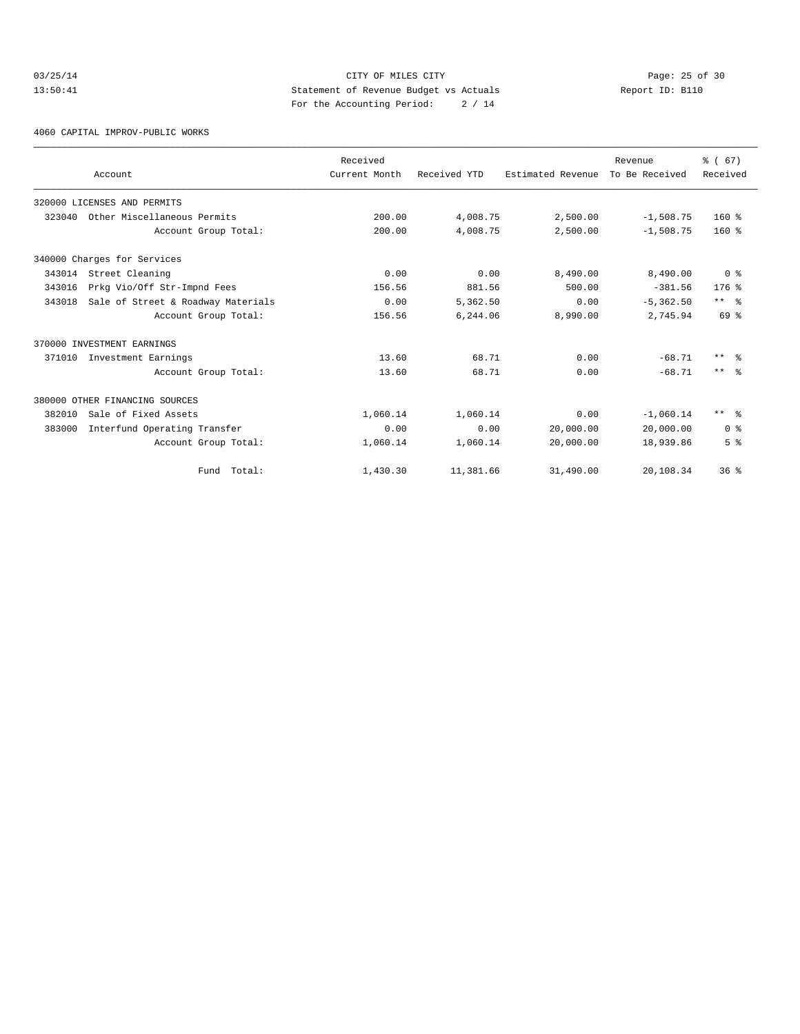CITY OF MILES CITY
Statement of Revenue Budget vs Actuals
For the Accounting Period: 2 / 14

03/25/14
13:50:41

Report ID: B110

4060 CAPITAL IMPROV-PUBLIC WORKS

| Account | Received Current Month | Received YTD | Estimated Revenue | Revenue To Be Received | % ( 67) Received |
|---|---|---|---|---|---|
| 320000 LICENSES AND PERMITS | | | | | |
| 323040 Other Miscellaneous Permits | 200.00 | 4,008.75 | 2,500.00 | -1,508.75 | 160 % |
| Account Group Total: | 200.00 | 4,008.75 | 2,500.00 | -1,508.75 | 160 % |
| 340000 Charges for Services | | | | | |
| 343014 Street Cleaning | 0.00 | 0.00 | 8,490.00 | 8,490.00 | 0 % |
| 343016 Prkg Vio/Off Str-Impnd Fees | 156.56 | 881.56 | 500.00 | -381.56 | 176 % |
| 343018 Sale of Street & Roadway Materials | 0.00 | 5,362.50 | 0.00 | -5,362.50 | ** % |
| Account Group Total: | 156.56 | 6,244.06 | 8,990.00 | 2,745.94 | 69 % |
| 370000 INVESTMENT EARNINGS | | | | | |
| 371010 Investment Earnings | 13.60 | 68.71 | 0.00 | -68.71 | ** % |
| Account Group Total: | 13.60 | 68.71 | 0.00 | -68.71 | ** % |
| 380000 OTHER FINANCING SOURCES | | | | | |
| 382010 Sale of Fixed Assets | 1,060.14 | 1,060.14 | 0.00 | -1,060.14 | ** % |
| 383000 Interfund Operating Transfer | 0.00 | 0.00 | 20,000.00 | 20,000.00 | 0 % |
| Account Group Total: | 1,060.14 | 1,060.14 | 20,000.00 | 18,939.86 | 5 % |
| Fund Total: | 1,430.30 | 11,381.66 | 31,490.00 | 20,108.34 | 36 % |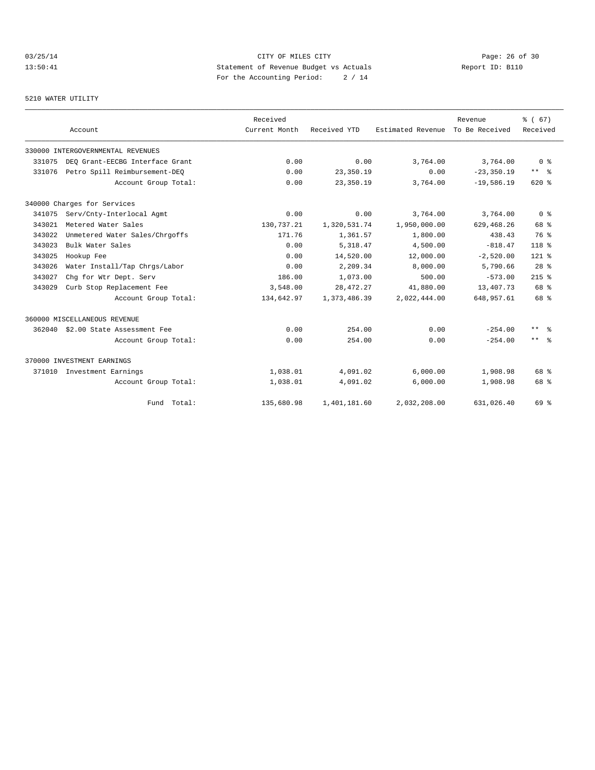CITY OF MILES CITY
Statement of Revenue Budget vs Actuals
For the Accounting Period: 2 / 14

03/25/14
13:50:41

Report ID: B110

## 5210 WATER UTILITY

| Account | | Received Current Month | Received YTD | Estimated Revenue | Revenue To Be Received | % ( 67) Received |
|---|---|---|---|---|---|---|
| 330000 INTERGOVERNMENTAL REVENUES | | | | | | |
| 331075 | DEQ Grant-EECBG Interface Grant | 0.00 | 0.00 | 3,764.00 | 3,764.00 | 0 % |
| 331076 | Petro Spill Reimbursement-DEQ | 0.00 | 23,350.19 | 0.00 | -23,350.19 | ** % |
| | Account Group Total: | 0.00 | 23,350.19 | 3,764.00 | -19,586.19 | 620 % |
| 340000 Charges for Services | | | | | | |
| 341075 | Serv/Cnty-Interlocal Agmt | 0.00 | 0.00 | 3,764.00 | 3,764.00 | 0 % |
| 343021 | Metered Water Sales | 130,737.21 | 1,320,531.74 | 1,950,000.00 | 629,468.26 | 68 % |
| 343022 | Unmetered Water Sales/Chrgoffs | 171.76 | 1,361.57 | 1,800.00 | 438.43 | 76 % |
| 343023 | Bulk Water Sales | 0.00 | 5,318.47 | 4,500.00 | -818.47 | 118 % |
| 343025 | Hookup Fee | 0.00 | 14,520.00 | 12,000.00 | -2,520.00 | 121 % |
| 343026 | Water Install/Tap Chrgs/Labor | 0.00 | 2,209.34 | 8,000.00 | 5,790.66 | 28 % |
| 343027 | Chg for Wtr Dept. Serv | 186.00 | 1,073.00 | 500.00 | -573.00 | 215 % |
| 343029 | Curb Stop Replacement Fee | 3,548.00 | 28,472.27 | 41,880.00 | 13,407.73 | 68 % |
| | Account Group Total: | 134,642.97 | 1,373,486.39 | 2,022,444.00 | 648,957.61 | 68 % |
| 360000 MISCELLANEOUS REVENUE | | | | | | |
| 362040 | $2.00 State Assessment Fee | 0.00 | 254.00 | 0.00 | -254.00 | ** % |
| | Account Group Total: | 0.00 | 254.00 | 0.00 | -254.00 | ** % |
| 370000 INVESTMENT EARNINGS | | | | | | |
| 371010 | Investment Earnings | 1,038.01 | 4,091.02 | 6,000.00 | 1,908.98 | 68 % |
| | Account Group Total: | 1,038.01 | 4,091.02 | 6,000.00 | 1,908.98 | 68 % |
| | Fund Total: | 135,680.98 | 1,401,181.60 | 2,032,208.00 | 631,026.40 | 69 % |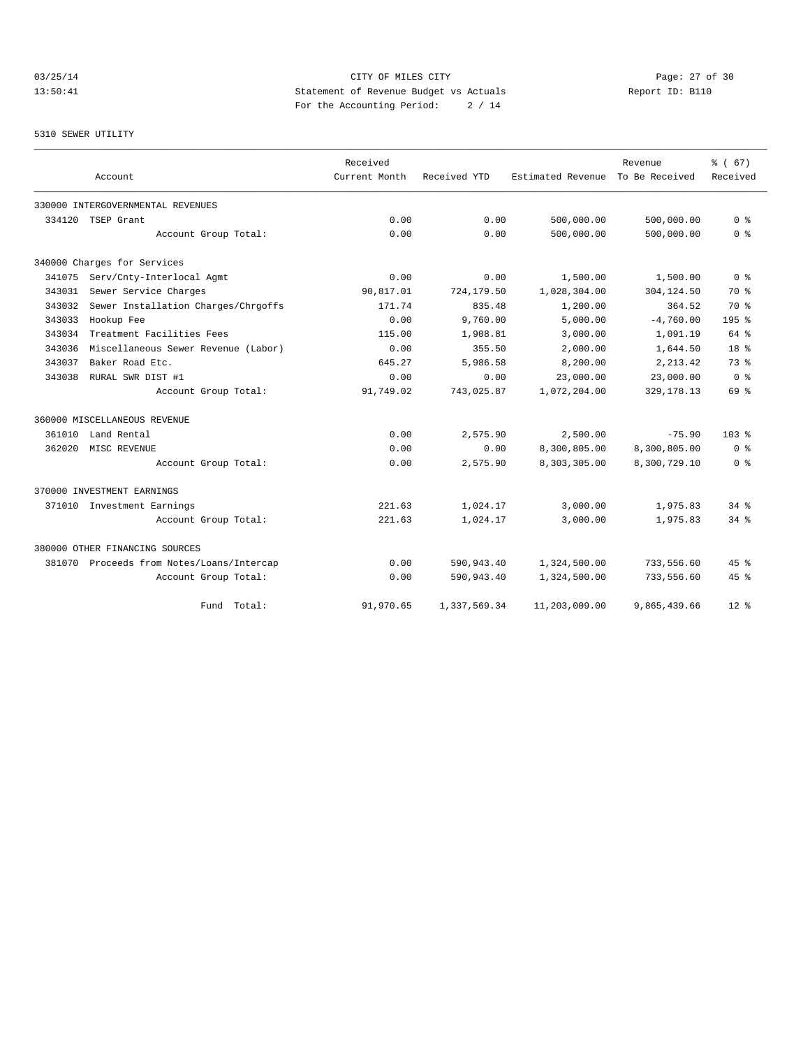CITY OF MILES CITY
Statement of Revenue Budget vs Actuals
For the Accounting Period: 2 / 14

03/25/14
13:50:41

Report ID: B110

5310 SEWER UTILITY

| Account | | Received Current Month | Received YTD | Estimated Revenue | Revenue To Be Received | % ( 67) Received |
|---|---|---|---|---|---|---|
| 330000 INTERGOVERNMENTAL REVENUES | | | | | | |
| 334120 | TSEP Grant | 0.00 | 0.00 | 500,000.00 | 500,000.00 | 0 % |
| | Account Group Total: | 0.00 | 0.00 | 500,000.00 | 500,000.00 | 0 % |
| 340000 Charges for Services | | | | | | |
| 341075 | Serv/Cnty-Interlocal Agmt | 0.00 | 0.00 | 1,500.00 | 1,500.00 | 0 % |
| 343031 | Sewer Service Charges | 90,817.01 | 724,179.50 | 1,028,304.00 | 304,124.50 | 70 % |
| 343032 | Sewer Installation Charges/Chrgoffs | 171.74 | 835.48 | 1,200.00 | 364.52 | 70 % |
| 343033 | Hookup Fee | 0.00 | 9,760.00 | 5,000.00 | -4,760.00 | 195 % |
| 343034 | Treatment Facilities Fees | 115.00 | 1,908.81 | 3,000.00 | 1,091.19 | 64 % |
| 343036 | Miscellaneous Sewer Revenue (Labor) | 0.00 | 355.50 | 2,000.00 | 1,644.50 | 18 % |
| 343037 | Baker Road Etc. | 645.27 | 5,986.58 | 8,200.00 | 2,213.42 | 73 % |
| 343038 | RURAL SWR DIST #1 | 0.00 | 0.00 | 23,000.00 | 23,000.00 | 0 % |
| | Account Group Total: | 91,749.02 | 743,025.87 | 1,072,204.00 | 329,178.13 | 69 % |
| 360000 MISCELLANEOUS REVENUE | | | | | | |
| 361010 | Land Rental | 0.00 | 2,575.90 | 2,500.00 | -75.90 | 103 % |
| 362020 | MISC REVENUE | 0.00 | 0.00 | 8,300,805.00 | 8,300,805.00 | 0 % |
| | Account Group Total: | 0.00 | 2,575.90 | 8,303,305.00 | 8,300,729.10 | 0 % |
| 370000 INVESTMENT EARNINGS | | | | | | |
| 371010 | Investment Earnings | 221.63 | 1,024.17 | 3,000.00 | 1,975.83 | 34 % |
| | Account Group Total: | 221.63 | 1,024.17 | 3,000.00 | 1,975.83 | 34 % |
| 380000 OTHER FINANCING SOURCES | | | | | | |
| 381070 | Proceeds from Notes/Loans/Intercap | 0.00 | 590,943.40 | 1,324,500.00 | 733,556.60 | 45 % |
| | Account Group Total: | 0.00 | 590,943.40 | 1,324,500.00 | 733,556.60 | 45 % |
| | Fund Total: | 91,970.65 | 1,337,569.34 | 11,203,009.00 | 9,865,439.66 | 12 % |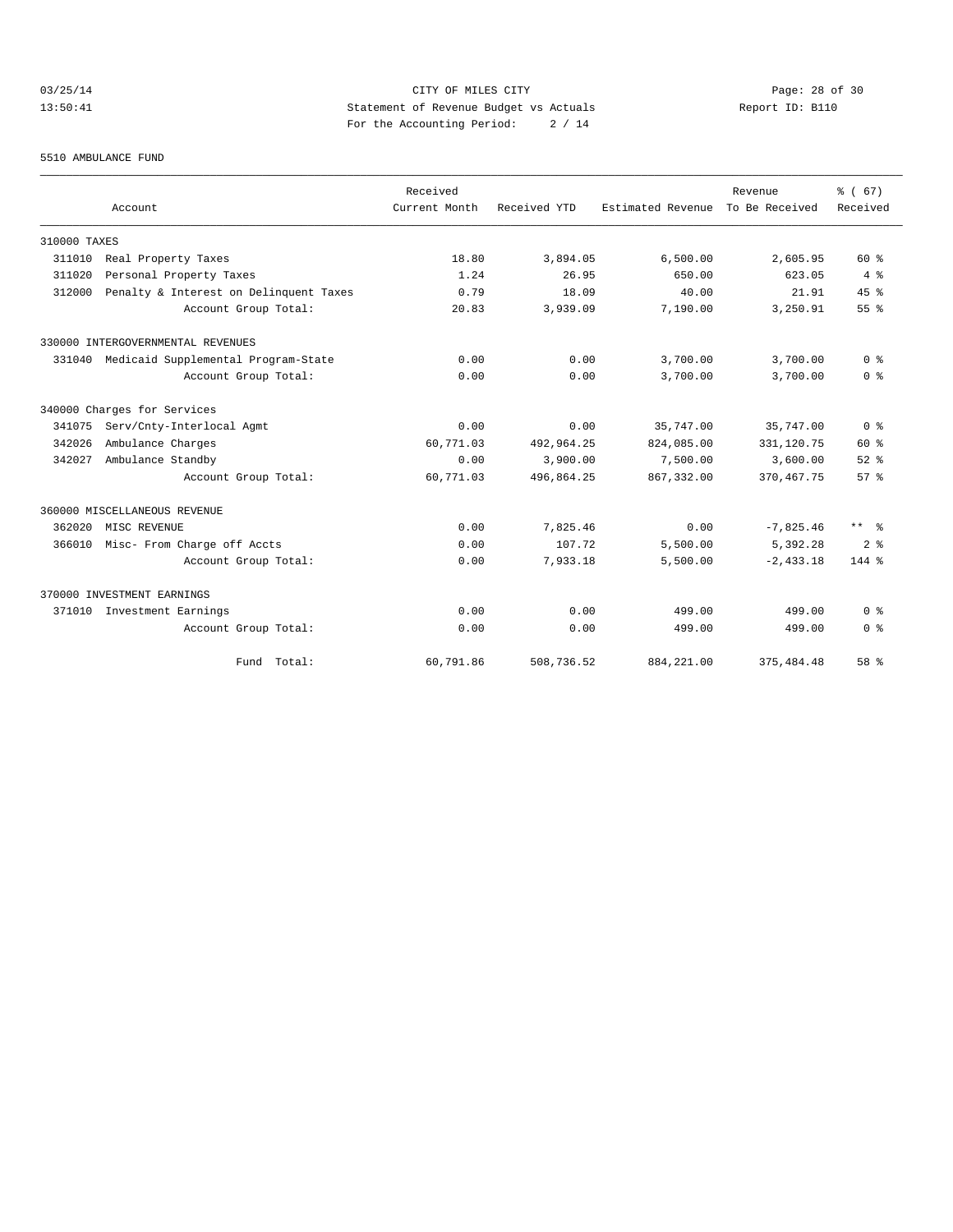CITY OF MILES CITY
Statement of Revenue Budget vs Actuals
For the Accounting Period: 2 / 14

03/25/14
13:50:41

Report ID: B110

5510 AMBULANCE FUND

| Account | Received Current Month | Received YTD | Estimated Revenue | Revenue To Be Received | % ( 67) Received |
|---|---|---|---|---|---|
| 310000 TAXES | | | | | |
| 311010 Real Property Taxes | 18.80 | 3,894.05 | 6,500.00 | 2,605.95 | 60 % |
| 311020 Personal Property Taxes | 1.24 | 26.95 | 650.00 | 623.05 | 4 % |
| 312000 Penalty & Interest on Delinquent Taxes | 0.79 | 18.09 | 40.00 | 21.91 | 45 % |
| Account Group Total: | 20.83 | 3,939.09 | 7,190.00 | 3,250.91 | 55 % |
| 330000 INTERGOVERNMENTAL REVENUES | | | | | |
| 331040 Medicaid Supplemental Program-State | 0.00 | 0.00 | 3,700.00 | 3,700.00 | 0 % |
| Account Group Total: | 0.00 | 0.00 | 3,700.00 | 3,700.00 | 0 % |
| 340000 Charges for Services | | | | | |
| 341075 Serv/Cnty-Interlocal Agmt | 0.00 | 0.00 | 35,747.00 | 35,747.00 | 0 % |
| 342026 Ambulance Charges | 60,771.03 | 492,964.25 | 824,085.00 | 331,120.75 | 60 % |
| 342027 Ambulance Standby | 0.00 | 3,900.00 | 7,500.00 | 3,600.00 | 52 % |
| Account Group Total: | 60,771.03 | 496,864.25 | 867,332.00 | 370,467.75 | 57 % |
| 360000 MISCELLANEOUS REVENUE | | | | | |
| 362020 MISC REVENUE | 0.00 | 7,825.46 | 0.00 | -7,825.46 | ** % |
| 366010 Misc- From Charge off Accts | 0.00 | 107.72 | 5,500.00 | 5,392.28 | 2 % |
| Account Group Total: | 0.00 | 7,933.18 | 5,500.00 | -2,433.18 | 144 % |
| 370000 INVESTMENT EARNINGS | | | | | |
| 371010 Investment Earnings | 0.00 | 0.00 | 499.00 | 499.00 | 0 % |
| Account Group Total: | 0.00 | 0.00 | 499.00 | 499.00 | 0 % |
| Fund Total: | 60,791.86 | 508,736.52 | 884,221.00 | 375,484.48 | 58 % |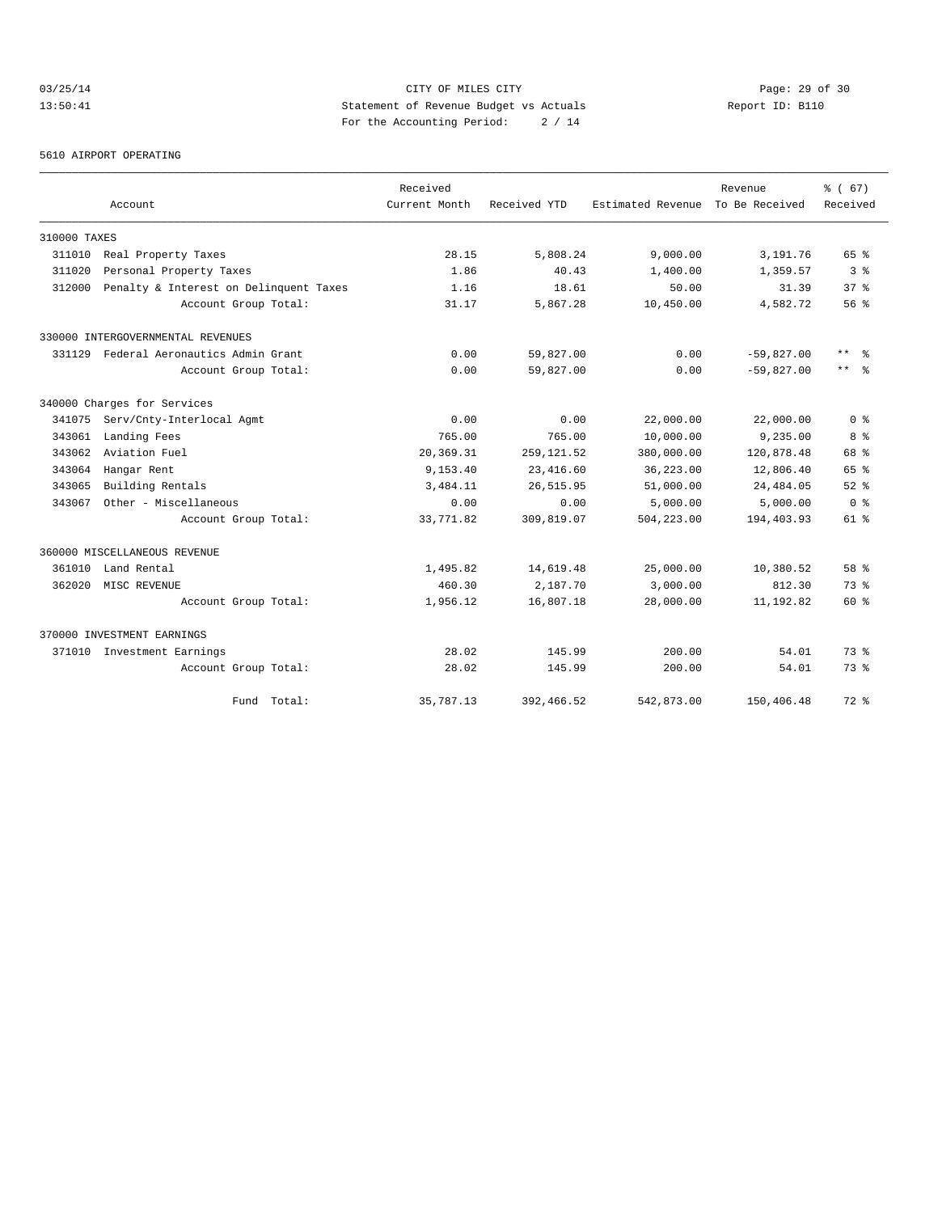CITY OF MILES CITY
Statement of Revenue Budget vs Actuals
For the Accounting Period: 2 / 14

03/25/14
13:50:41

Report ID: B110

5610 AIRPORT OPERATING

| Account | Received Current Month | Received YTD | Estimated Revenue | Revenue To Be Received | % ( 67) Received |
|---|---|---|---|---|---|
| **310000 TAXES** | | | | | |
| 311010 Real Property Taxes | 28.15 | 5,808.24 | 9,000.00 | 3,191.76 | 65 % |
| 311020 Personal Property Taxes | 1.86 | 40.43 | 1,400.00 | 1,359.57 | 3 % |
| 312000 Penalty & Interest on Delinquent Taxes | 1.16 | 18.61 | 50.00 | 31.39 | 37 % |
| Account Group Total: | 31.17 | 5,867.28 | 10,450.00 | 4,582.72 | 56 % |
| **330000 INTERGOVERNMENTAL REVENUES** | | | | | |
| 331129 Federal Aeronautics Admin Grant | 0.00 | 59,827.00 | 0.00 | -59,827.00 | ** % |
| Account Group Total: | 0.00 | 59,827.00 | 0.00 | -59,827.00 | ** % |
| **340000 Charges for Services** | | | | | |
| 341075 Serv/Cnty-Interlocal Agmt | 0.00 | 0.00 | 22,000.00 | 22,000.00 | 0 % |
| 343061 Landing Fees | 765.00 | 765.00 | 10,000.00 | 9,235.00 | 8 % |
| 343062 Aviation Fuel | 20,369.31 | 259,121.52 | 380,000.00 | 120,878.48 | 68 % |
| 343064 Hangar Rent | 9,153.40 | 23,416.60 | 36,223.00 | 12,806.40 | 65 % |
| 343065 Building Rentals | 3,484.11 | 26,515.95 | 51,000.00 | 24,484.05 | 52 % |
| 343067 Other - Miscellaneous | 0.00 | 0.00 | 5,000.00 | 5,000.00 | 0 % |
| Account Group Total: | 33,771.82 | 309,819.07 | 504,223.00 | 194,403.93 | 61 % |
| **360000 MISCELLANEOUS REVENUE** | | | | | |
| 361010 Land Rental | 1,495.82 | 14,619.48 | 25,000.00 | 10,380.52 | 58 % |
| 362020 MISC REVENUE | 460.30 | 2,187.70 | 3,000.00 | 812.30 | 73 % |
| Account Group Total: | 1,956.12 | 16,807.18 | 28,000.00 | 11,192.82 | 60 % |
| **370000 INVESTMENT EARNINGS** | | | | | |
| 371010 Investment Earnings | 28.02 | 145.99 | 200.00 | 54.01 | 73 % |
| Account Group Total: | 28.02 | 145.99 | 200.00 | 54.01 | 73 % |
| Fund Total: | 35,787.13 | 392,466.52 | 542,873.00 | 150,406.48 | 72 % |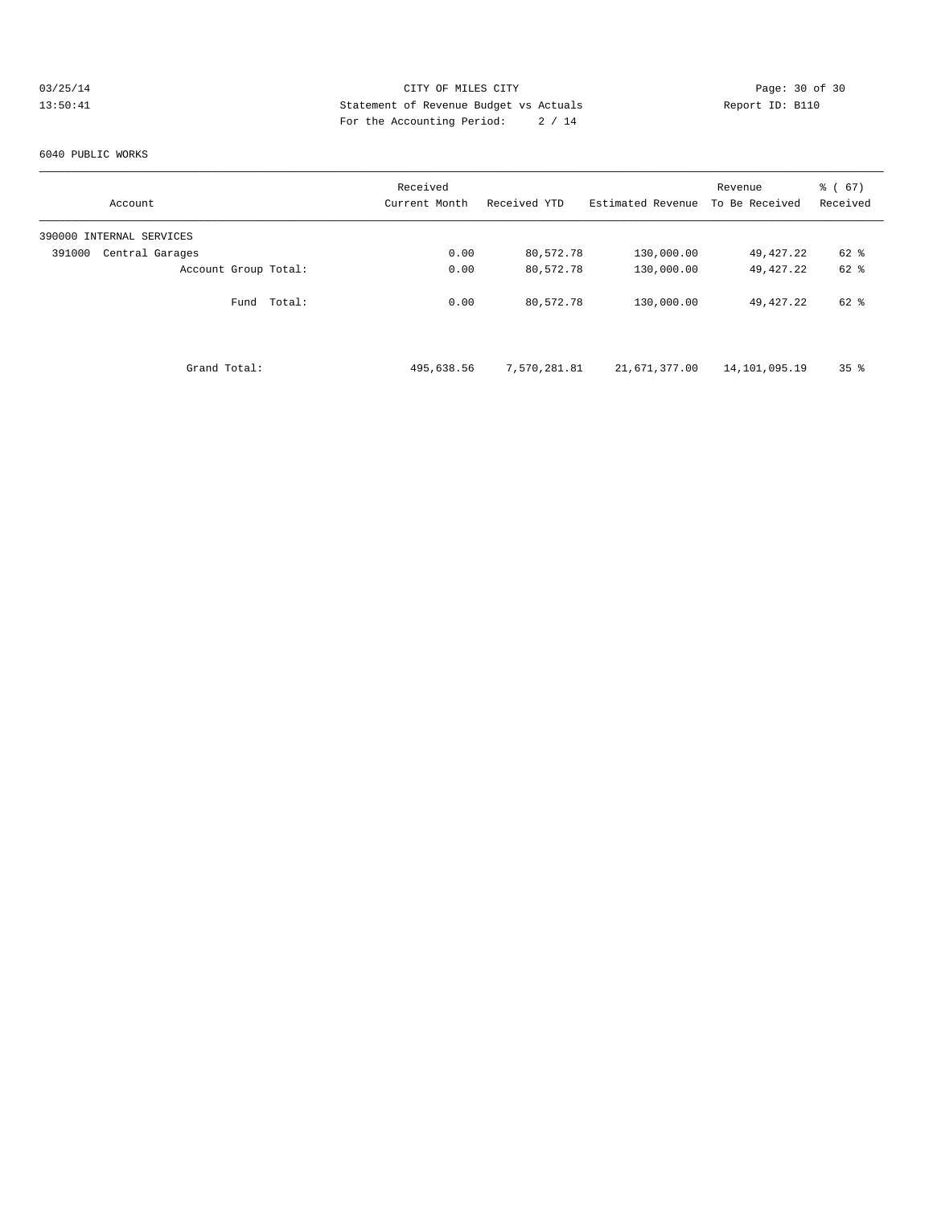CITY OF MILES CITY
Statement of Revenue Budget vs Actuals
For the Accounting Period: 2 / 14

03/25/14
13:50:41

Report ID: B110

6040 PUBLIC WORKS

| Account | Received Current Month | Received YTD | Estimated Revenue | Revenue To Be Received | % ( 67) Received |
|---|---|---|---|---|---|
| 390000 INTERNAL SERVICES | | | | | |
| 391000 Central Garages | 0.00 | 80,572.78 | 130,000.00 | 49,427.22 | 62 % |
| Account Group Total: | 0.00 | 80,572.78 | 130,000.00 | 49,427.22 | 62 % |
| Fund Total: | 0.00 | 80,572.78 | 130,000.00 | 49,427.22 | 62 % |
| Grand Total: | 495,638.56 | 7,570,281.81 | 21,671,377.00 | 14,101,095.19 | 35 % |